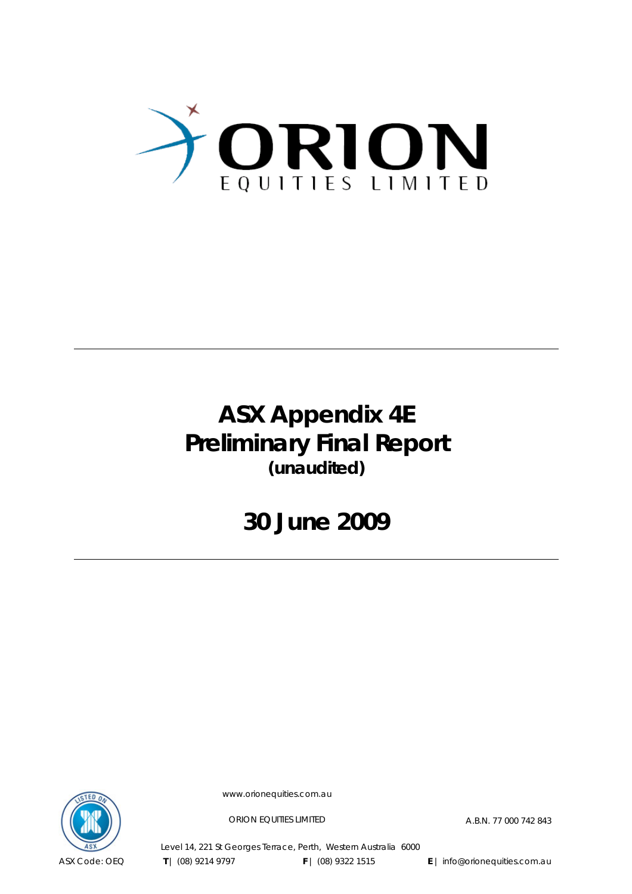# ORION
EQUITIES LIMITED

---

# ASX Appendix 4E
# Preliminary Final Report
**(unaudited)**

# 30 June 2009

---

www.orionequities.com.au

ORION EQUITIES LIMITED

A.B.N. 77 000 742 843

Level 14, 221 St Georges Terrace, Perth, Western Australia 6000

ASX Code: OEQ **T** | (08) 9214 9797 **F** | (08) 9322 1515 **E** | info@orionequities.com.au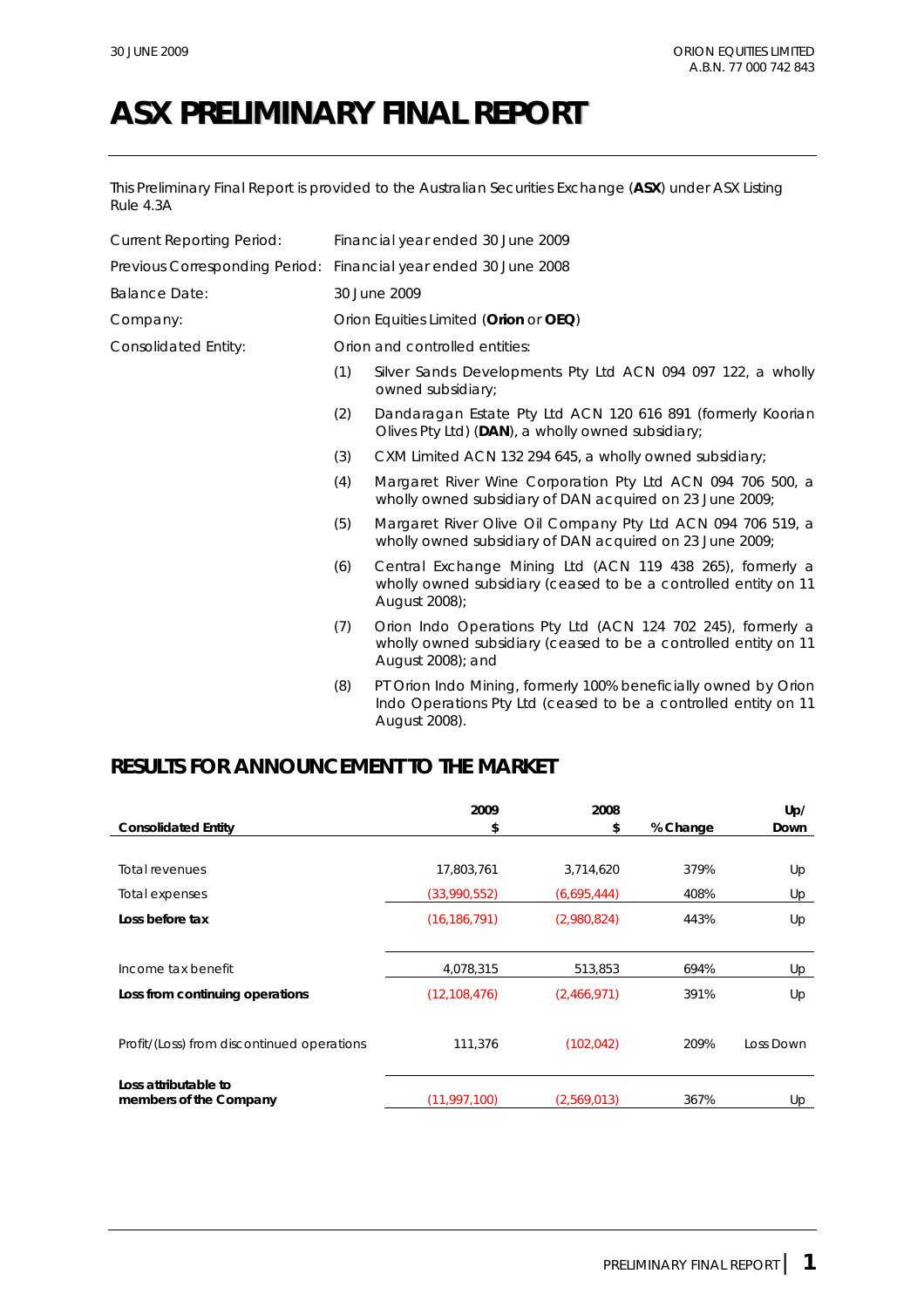# ASX PRELIMINARY FINAL REPORT

This Preliminary Final Report is provided to the Australian Securities Exchange (**ASX**) under ASX Listing Rule 4.3A

| | |
|---|---|
| Current Reporting Period: | Financial year ended 30 June 2009 |
| Previous Corresponding Period: | Financial year ended 30 June 2008 |
| Balance Date: | 30 June 2009 |
| Company: | Orion Equities Limited (**Orion** or **OEQ**) |
| Consolidated Entity: | Orion and controlled entities: |

(1) Silver Sands Developments Pty Ltd ACN 094 097 122, a wholly owned subsidiary;

(2) Dandaragan Estate Pty Ltd ACN 120 616 891 (formerly Koorian Olives Pty Ltd) (**DAN**), a wholly owned subsidiary;

(3) CXM Limited ACN 132 294 645, a wholly owned subsidiary;

(4) Margaret River Wine Corporation Pty Ltd ACN 094 706 500, a wholly owned subsidiary of DAN acquired on 23 June 2009;

(5) Margaret River Olive Oil Company Pty Ltd ACN 094 706 519, a wholly owned subsidiary of DAN acquired on 23 June 2009;

(6) Central Exchange Mining Ltd (ACN 119 438 265), formerly a wholly owned subsidiary (ceased to be a controlled entity on 11 August 2008);

(7) Orion Indo Operations Pty Ltd (ACN 124 702 245), formerly a wholly owned subsidiary (ceased to be a controlled entity on 11 August 2008); and

(8) PT Orion Indo Mining, formerly 100% beneficially owned by Orion Indo Operations Pty Ltd (ceased to be a controlled entity on 11 August 2008).

## RESULTS FOR ANNOUNCEMENT TO THE MARKET

| Consolidated Entity | 2009 $ | 2008 $ | % Change | Up/ Down |
|---|---|---|---|---|
| Total revenues | 17,803,761 | 3,714,620 | 379% | Up |
| Total expenses | (33,990,552) | (6,695,444) | 408% | Up |
| **Loss before tax** | (16,186,791) | (2,980,824) | 443% | Up |
| Income tax benefit | 4,078,315 | 513,853 | 694% | Up |
| **Loss from continuing operations** | (12,108,476) | (2,466,971) | 391% | Up |
| Profit/(Loss) from discontinued operations | 111,376 | (102,042) | 209% | Loss Down |
| **Loss attributable to members of the Company** | (11,997,100) | (2,569,013) | 367% | Up |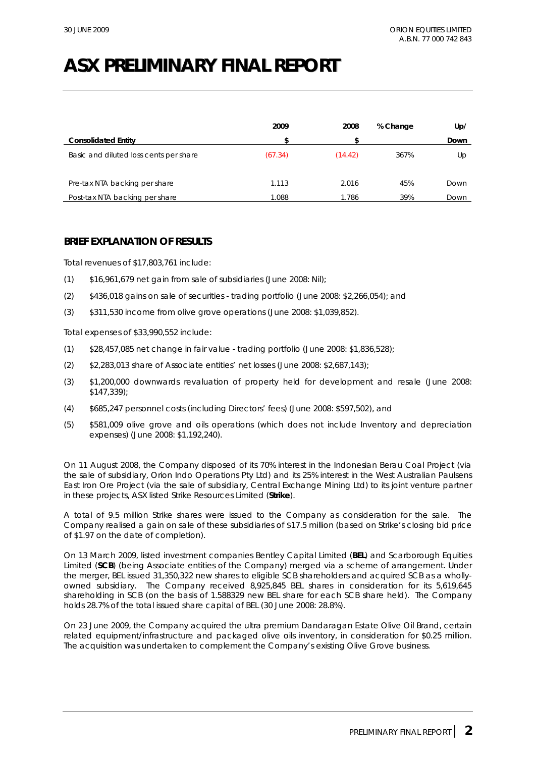# ASX PRELIMINARY FINAL REPORT

| Consolidated Entity | 2009 $ | 2008 $ | % Change | Up/ Down |
|---|---|---|---|---|
| Basic and diluted loss cents per share | (67.34) | (14.42) | 367% | Up |
| Pre-tax NTA backing per share | 1.113 | 2.016 | 45% | Down |
| Post-tax NTA backing per share | 1.088 | 1.786 | 39% | Down |

## BRIEF EXPLANATION OF RESULTS

Total revenues of $17,803,761 include:

(1) $16,961,679 net gain from sale of subsidiaries (June 2008: Nil);

(2) $436,018 gains on sale of securities - trading portfolio (June 2008: $2,266,054); and

(3) $311,530 income from olive grove operations (June 2008: $1,039,852).

Total expenses of $33,990,552 include:

(1) $28,457,085 net change in fair value - trading portfolio (June 2008: $1,836,528);

(2) $2,283,013 share of Associate entities' net losses (June 2008: $2,687,143);

(3) $1,200,000 downwards revaluation of property held for development and resale (June 2008: $147,339);

(4) $685,247 personnel costs (including Directors' fees) (June 2008: $597,502), and

(5) $581,009 olive grove and oils operations (which does not include Inventory and depreciation expenses) (June 2008: $1,192,240).

On 11 August 2008, the Company disposed of its 70% interest in the Indonesian Berau Coal Project (via the sale of subsidiary, Orion Indo Operations Pty Ltd) and its 25% interest in the West Australian Paulsens East Iron Ore Project (via the sale of subsidiary, Central Exchange Mining Ltd) to its joint venture partner in these projects, ASX listed Strike Resources Limited (**Strike**).

A total of 9.5 million Strike shares were issued to the Company as consideration for the sale. The Company realised a gain on sale of these subsidiaries of $17.5 million (based on Strike's closing bid price of $1.97 on the date of completion).

On 13 March 2009, listed investment companies Bentley Capital Limited (**BEL**) and Scarborough Equities Limited (**SCB**) (being Associate entities of the Company) merged via a scheme of arrangement. Under the merger, BEL issued 31,350,322 new shares to eligible SCB shareholders and acquired SCB as a wholly-owned subsidiary. The Company received 8,925,845 BEL shares in consideration for its 5,619,645 shareholding in SCB (on the basis of 1.588329 new BEL share for each SCB share held). The Company holds 28.7% of the total issued share capital of BEL (30 June 2008: 28.8%).

On 23 June 2009, the Company acquired the ultra premium Dandaragan Estate Olive Oil Brand, certain related equipment/infrastructure and packaged olive oils inventory, in consideration for $0.25 million. The acquisition was undertaken to complement the Company's existing Olive Grove business.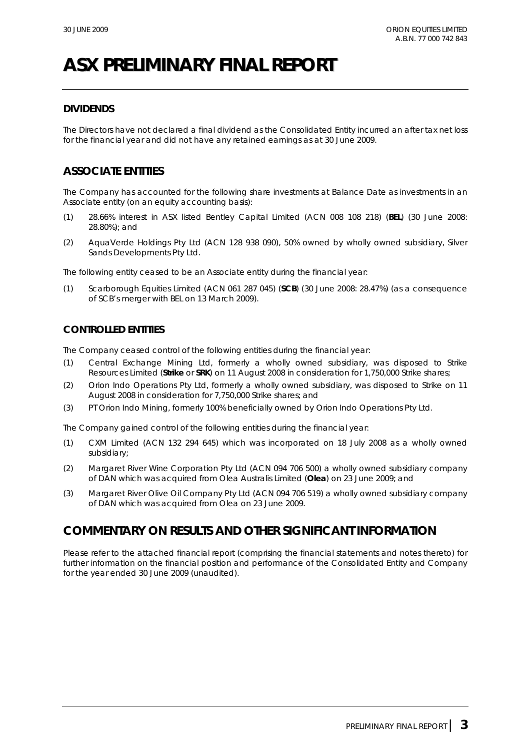# ASX PRELIMINARY FINAL REPORT

### DIVIDENDS

The Directors have not declared a final dividend as the Consolidated Entity incurred an after tax net loss for the financial year and did not have any retained earnings as at 30 June 2009.

## ASSOCIATE ENTITIES

The Company has accounted for the following share investments at Balance Date as investments in an Associate entity (on an equity accounting basis):

(1) 28.66% interest in ASX listed Bentley Capital Limited (ACN 008 108 218) (**BEL**) (30 June 2008: 28.80%); and

(2) AquaVerde Holdings Pty Ltd (ACN 128 938 090), 50% owned by wholly owned subsidiary, Silver Sands Developments Pty Ltd.

The following entity ceased to be an Associate entity during the financial year:

(1) Scarborough Equities Limited (ACN 061 287 045) (**SCB**) (30 June 2008: 28.47%) (as a consequence of SCB's merger with BEL on 13 March 2009).

### CONTROLLED ENTITIES

The Company ceased control of the following entities during the financial year:

(1) Central Exchange Mining Ltd, formerly a wholly owned subsidiary, was disposed to Strike Resources Limited (**Strike** or **SRK**) on 11 August 2008 in consideration for 1,750,000 Strike shares;

(2) Orion Indo Operations Pty Ltd, formerly a wholly owned subsidiary, was disposed to Strike on 11 August 2008 in consideration for 7,750,000 Strike shares; and

(3) PT Orion Indo Mining, formerly 100% beneficially owned by Orion Indo Operations Pty Ltd.

The Company gained control of the following entities during the financial year:

(1) CXM Limited (ACN 132 294 645) which was incorporated on 18 July 2008 as a wholly owned subsidiary;

(2) Margaret River Wine Corporation Pty Ltd (ACN 094 706 500) a wholly owned subsidiary company of DAN which was acquired from Olea Australis Limited (**Olea**) on 23 June 2009; and

(3) Margaret River Olive Oil Company Pty Ltd (ACN 094 706 519) a wholly owned subsidiary company of DAN which was acquired from Olea on 23 June 2009.

## COMMENTARY ON RESULTS AND OTHER SIGNIFICANT INFORMATION

Please refer to the attached financial report (comprising the financial statements and notes thereto) for further information on the financial position and performance of the Consolidated Entity and Company for the year ended 30 June 2009 (unaudited).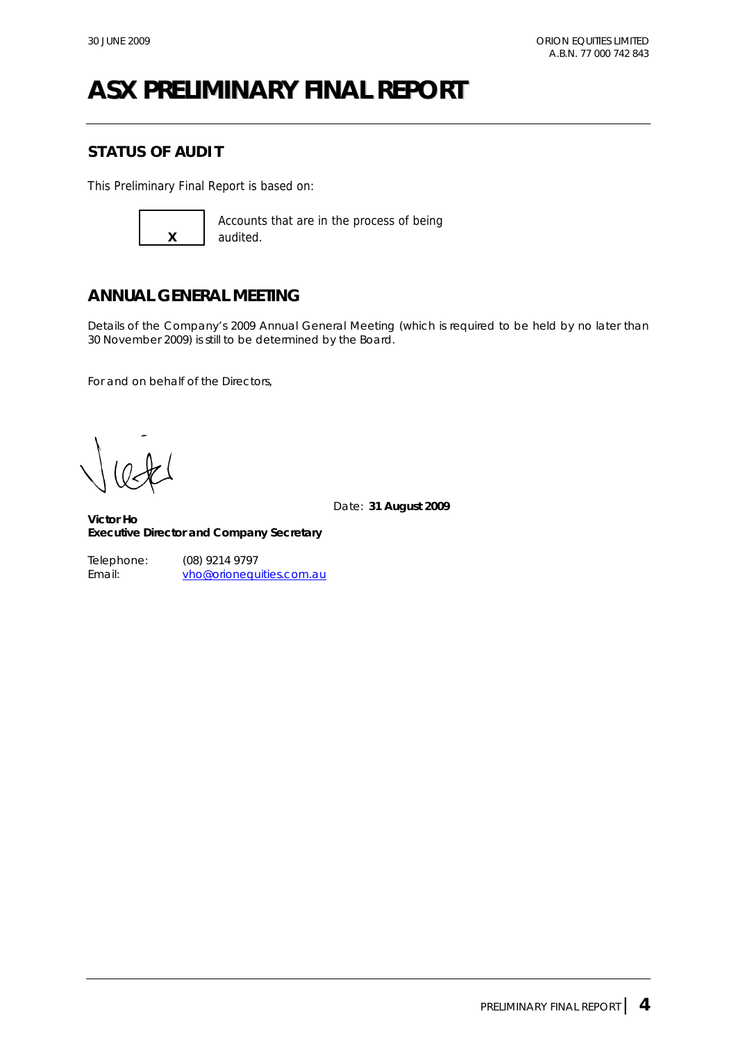# ASX PRELIMINARY FINAL REPORT

## STATUS OF AUDIT

This Preliminary Final Report is based on:

| X | Accounts that are in the process of being audited. |
|---|---|

## ANNUAL GENERAL MEETING

Details of the Company's 2009 Annual General Meeting (which is required to be held by no later than 30 November 2009) is still to be determined by the Board.

For and on behalf of the Directors,

Date: **31 August 2009**

**Victor Ho**
**Executive Director and Company Secretary**

Telephone: (08) 9214 9797
Email: vho@orionequities.com.au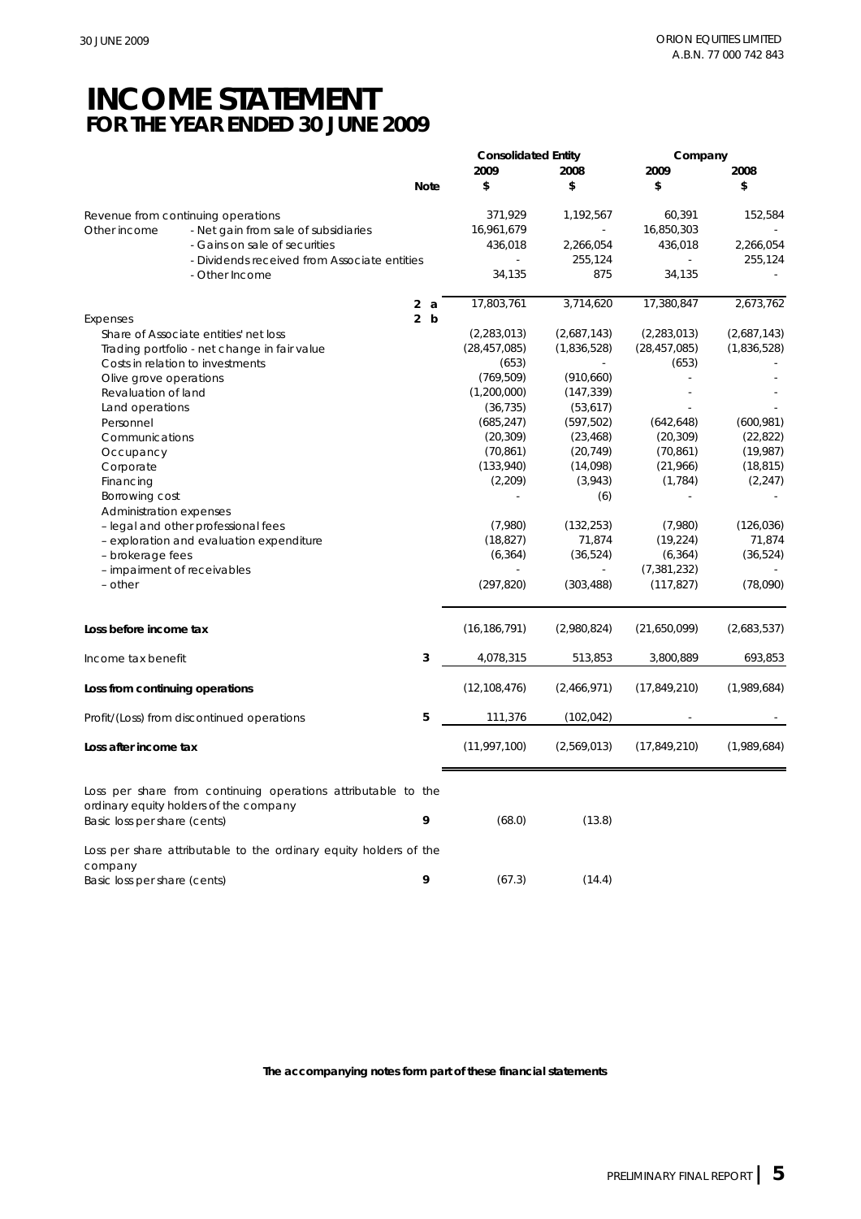# INCOME STATEMENT
## FOR THE YEAR ENDED 30 JUNE 2009

| | Note | Consolidated Entity 2009 $ | Consolidated Entity 2008 $ | Company 2009 $ | Company 2008 $ |
|---|---|---|---|---|---|
| Revenue from continuing operations | | 371,929 | 1,192,567 | 60,391 | 152,584 |
| Other income - Net gain from sale of subsidiaries | | 16,961,679 | - | 16,850,303 | - |
| - Gains on sale of securities | | 436,018 | 2,266,054 | 436,018 | 2,266,054 |
| - Dividends received from Associate entities | | - | 255,124 | - | 255,124 |
| - Other Income | | 34,135 | 875 | 34,135 | - |
| | 2 a | 17,803,761 | 3,714,620 | 17,380,847 | 2,673,762 |
| Expenses | 2 b | | | | |
| Share of Associate entities' net loss | | (2,283,013) | (2,687,143) | (2,283,013) | (2,687,143) |
| Trading portfolio - net change in fair value | | (28,457,085) | (1,836,528) | (28,457,085) | (1,836,528) |
| Costs in relation to investments | | (653) | - | (653) | - |
| Olive grove operations | | (769,509) | (910,660) | - | - |
| Revaluation of land | | (1,200,000) | (147,339) | - | - |
| Land operations | | (36,735) | (53,617) | - | - |
| Personnel | | (685,247) | (597,502) | (642,648) | (600,981) |
| Communications | | (20,309) | (23,468) | (20,309) | (22,822) |
| Occupancy | | (70,861) | (20,749) | (70,861) | (19,987) |
| Corporate | | (133,940) | (14,098) | (21,966) | (18,815) |
| Financing | | (2,209) | (3,943) | (1,784) | (2,247) |
| Borrowing cost | | - | (6) | - | - |
| Administration expenses | | | | | |
| – legal and other professional fees | | (7,980) | (132,253) | (7,980) | (126,036) |
| – exploration and evaluation expenditure | | (18,827) | 71,874 | (19,224) | 71,874 |
| – brokerage fees | | (6,364) | (36,524) | (6,364) | (36,524) |
| – impairment of receivables | | - | - | (7,381,232) | - |
| – other | | (297,820) | (303,488) | (117,827) | (78,090) |
| **Loss before income tax** | | (16,186,791) | (2,980,824) | (21,650,099) | (2,683,537) |
| Income tax benefit | 3 | 4,078,315 | 513,853 | 3,800,889 | 693,853 |
| **Loss from continuing operations** | | (12,108,476) | (2,466,971) | (17,849,210) | (1,989,684) |
| Profit/(Loss) from discontinued operations | 5 | 111,376 | (102,042) | - | - |
| **Loss after income tax** | | (11,997,100) | (2,569,013) | (17,849,210) | (1,989,684) |
| Loss per share from continuing operations attributable to the ordinary equity holders of the company | | | | | |
| Basic loss per share (cents) | 9 | (68.0) | (13.8) | | |
| Loss per share attributable to the ordinary equity holders of the company | | | | | |
| Basic loss per share (cents) | 9 | (67.3) | (14.4) | | |

**The accompanying notes form part of these financial statements**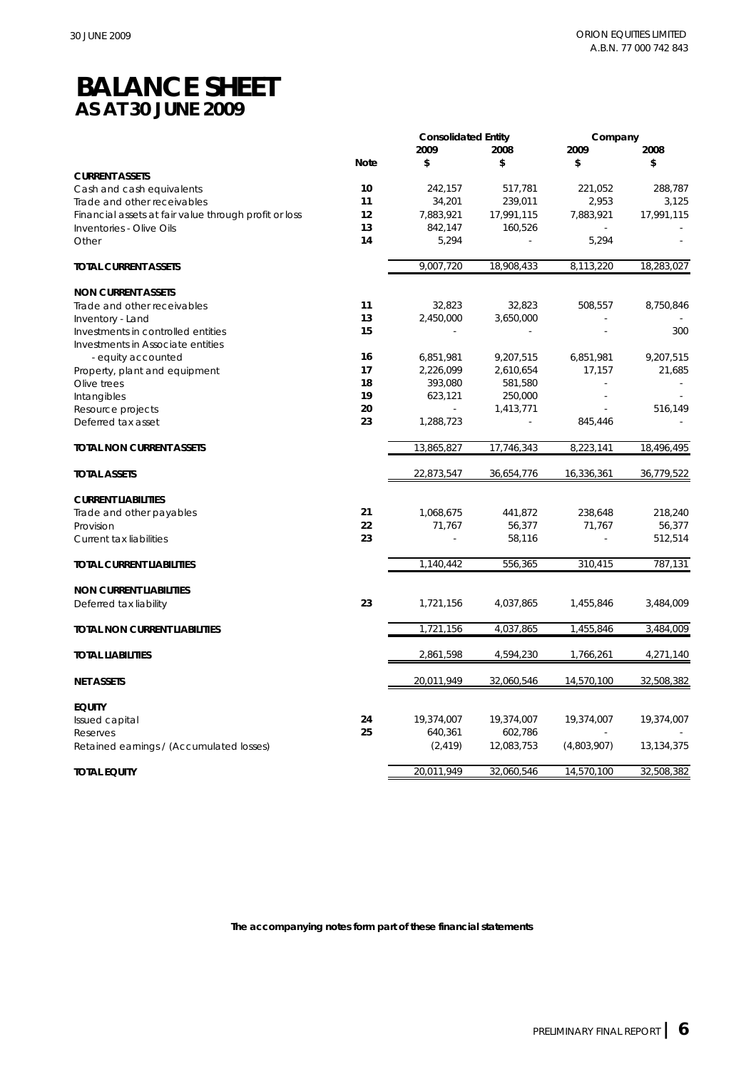# BALANCE SHEET
## AS AT 30 JUNE 2009

| | Note | Consolidated Entity 2009 $ | Consolidated Entity 2008 $ | Company 2009 $ | Company 2008 $ |
|---|---|---|---|---|---|
| **CURRENT ASSETS** | | | | | |
| Cash and cash equivalents | 10 | 242,157 | 517,781 | 221,052 | 288,787 |
| Trade and other receivables | 11 | 34,201 | 239,011 | 2,953 | 3,125 |
| Financial assets at fair value through profit or loss | 12 | 7,883,921 | 17,991,115 | 7,883,921 | 17,991,115 |
| Inventories - Olive Oils | 13 | 842,147 | 160,526 | - | - |
| Other | 14 | 5,294 | - | 5,294 | - |
| **TOTAL CURRENT ASSETS** | | 9,007,720 | 18,908,433 | 8,113,220 | 18,283,027 |
| **NON CURRENT ASSETS** | | | | | |
| Trade and other receivables | 11 | 32,823 | 32,823 | 508,557 | 8,750,846 |
| Inventory - Land | 13 | 2,450,000 | 3,650,000 | - | - |
| Investments in controlled entities | 15 | - | - | - | 300 |
| Investments in Associate entities - equity accounted | 16 | 6,851,981 | 9,207,515 | 6,851,981 | 9,207,515 |
| Property, plant and equipment | 17 | 2,226,099 | 2,610,654 | 17,157 | 21,685 |
| Olive trees | 18 | 393,080 | 581,580 | - | - |
| Intangibles | 19 | 623,121 | 250,000 | - | - |
| Resource projects | 20 | - | 1,413,771 | - | 516,149 |
| Deferred tax asset | 23 | 1,288,723 | - | 845,446 | - |
| **TOTAL NON CURRENT ASSETS** | | 13,865,827 | 17,746,343 | 8,223,141 | 18,496,495 |
| **TOTAL ASSETS** | | 22,873,547 | 36,654,776 | 16,336,361 | 36,779,522 |
| **CURRENT LIABILITIES** | | | | | |
| Trade and other payables | 21 | 1,068,675 | 441,872 | 238,648 | 218,240 |
| Provision | 22 | 71,767 | 56,377 | 71,767 | 56,377 |
| Current tax liabilities | 23 | - | 58,116 | - | 512,514 |
| **TOTAL CURRENT LIABILITIES** | | 1,140,442 | 556,365 | 310,415 | 787,131 |
| **NON CURRENT LIABILITIES** | | | | | |
| Deferred tax liability | 23 | 1,721,156 | 4,037,865 | 1,455,846 | 3,484,009 |
| **TOTAL NON CURRENT LIABILITIES** | | 1,721,156 | 4,037,865 | 1,455,846 | 3,484,009 |
| **TOTAL LIABILITIES** | | 2,861,598 | 4,594,230 | 1,766,261 | 4,271,140 |
| **NET ASSETS** | | 20,011,949 | 32,060,546 | 14,570,100 | 32,508,382 |
| **EQUITY** | | | | | |
| Issued capital | 24 | 19,374,007 | 19,374,007 | 19,374,007 | 19,374,007 |
| Reserves | 25 | 640,361 | 602,786 | - | - |
| Retained earnings / (Accumulated losses) | | (2,419) | 12,083,753 | (4,803,907) | 13,134,375 |
| **TOTAL EQUITY** | | 20,011,949 | 32,060,546 | 14,570,100 | 32,508,382 |

**The accompanying notes form part of these financial statements**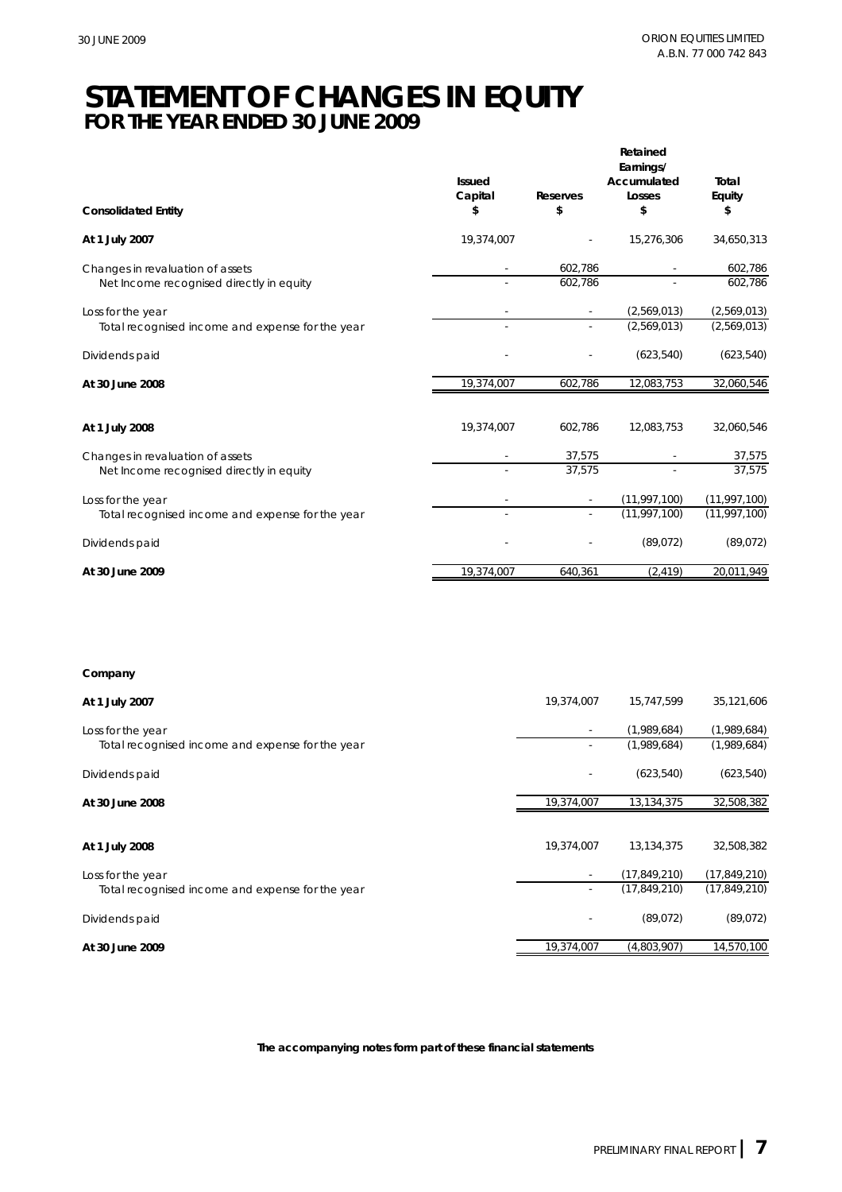# STATEMENT OF CHANGES IN EQUITY
## FOR THE YEAR ENDED 30 JUNE 2009

| Consolidated Entity | Issued Capital $ | Reserves $ | Retained Earnings/ Accumulated Losses $ | Total Equity $ |
|---|---|---|---|---|
| **At 1 July 2007** | 19,374,007 | - | 15,276,306 | 34,650,313 |
| Changes in revaluation of assets | - | 602,786 | - | 602,786 |
| Net Income recognised directly in equity | - | 602,786 | - | 602,786 |
| Loss for the year | - | - | (2,569,013) | (2,569,013) |
| Total recognised income and expense for the year | - | - | (2,569,013) | (2,569,013) |
| Dividends paid | - | - | (623,540) | (623,540) |
| **At 30 June 2008** | 19,374,007 | 602,786 | 12,083,753 | 32,060,546 |
| **At 1 July 2008** | 19,374,007 | 602,786 | 12,083,753 | 32,060,546 |
| Changes in revaluation of assets | - | 37,575 | - | 37,575 |
| Net Income recognised directly in equity | - | 37,575 | - | 37,575 |
| Loss for the year | - | - | (11,997,100) | (11,997,100) |
| Total recognised income and expense for the year | - | - | (11,997,100) | (11,997,100) |
| Dividends paid | - | - | (89,072) | (89,072) |
| **At 30 June 2009** | 19,374,007 | 640,361 | (2,419) | 20,011,949 |

| Company | Issued Capital $ | Retained Earnings/ Accumulated Losses $ | Total Equity $ |
|---|---|---|---|
| **At 1 July 2007** | 19,374,007 | 15,747,599 | 35,121,606 |
| Loss for the year | - | (1,989,684) | (1,989,684) |
| Total recognised income and expense for the year | - | (1,989,684) | (1,989,684) |
| Dividends paid | - | (623,540) | (623,540) |
| **At 30 June 2008** | 19,374,007 | 13,134,375 | 32,508,382 |
| **At 1 July 2008** | 19,374,007 | 13,134,375 | 32,508,382 |
| Loss for the year | - | (17,849,210) | (17,849,210) |
| Total recognised income and expense for the year | - | (17,849,210) | (17,849,210) |
| Dividends paid | - | (89,072) | (89,072) |
| **At 30 June 2009** | 19,374,007 | (4,803,907) | 14,570,100 |

**The accompanying notes form part of these financial statements**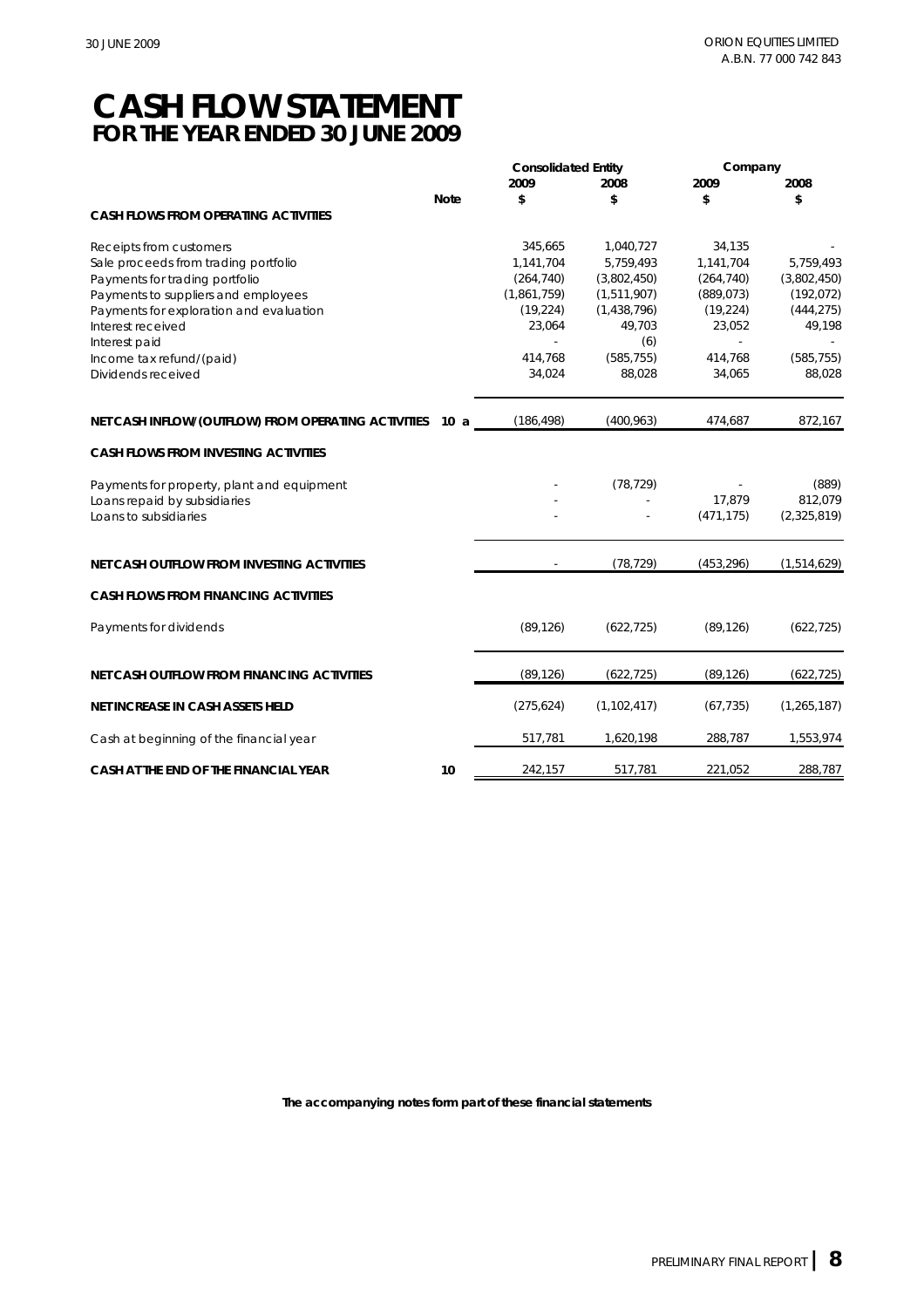# CASH FLOW STATEMENT
## FOR THE YEAR ENDED 30 JUNE 2009

| | Note | Consolidated Entity 2009 $ | Consolidated Entity 2008 $ | Company 2009 $ | Company 2008 $ |
|---|---|---|---|---|---|
| **CASH FLOWS FROM OPERATING ACTIVITIES** | | | | | |
| Receipts from customers | | 345,665 | 1,040,727 | 34,135 | - |
| Sale proceeds from trading portfolio | | 1,141,704 | 5,759,493 | 1,141,704 | 5,759,493 |
| Payments for trading portfolio | | (264,740) | (3,802,450) | (264,740) | (3,802,450) |
| Payments to suppliers and employees | | (1,861,759) | (1,511,907) | (889,073) | (192,072) |
| Payments for exploration and evaluation | | (19,224) | (1,438,796) | (19,224) | (444,275) |
| Interest received | | 23,064 | 49,703 | 23,052 | 49,198 |
| Interest paid | | - | (6) | - | - |
| Income tax refund/(paid) | | 414,768 | (585,755) | 414,768 | (585,755) |
| Dividends received | | 34,024 | 88,028 | 34,065 | 88,028 |
| **NET CASH INFLOW/(OUTFLOW) FROM OPERATING ACTIVITIES** | 10 a | (186,498) | (400,963) | 474,687 | 872,167 |
| **CASH FLOWS FROM INVESTING ACTIVITIES** | | | | | |
| Payments for property, plant and equipment | | - | (78,729) | - | (889) |
| Loans repaid by subsidiaries | | - | - | 17,879 | 812,079 |
| Loans to subsidiaries | | - | - | (471,175) | (2,325,819) |
| **NET CASH OUTFLOW FROM INVESTING ACTIVITIES** | | - | (78,729) | (453,296) | (1,514,629) |
| **CASH FLOWS FROM FINANCING ACTIVITIES** | | | | | |
| Payments for dividends | | (89,126) | (622,725) | (89,126) | (622,725) |
| **NET CASH OUTFLOW FROM FINANCING ACTIVITIES** | | (89,126) | (622,725) | (89,126) | (622,725) |
| **NET INCREASE IN CASH ASSETS HELD** | | (275,624) | (1,102,417) | (67,735) | (1,265,187) |
| Cash at beginning of the financial year | | 517,781 | 1,620,198 | 288,787 | 1,553,974 |
| **CASH AT THE END OF THE FINANCIAL YEAR** | 10 | 242,157 | 517,781 | 221,052 | 288,787 |

**The accompanying notes form part of these financial statements**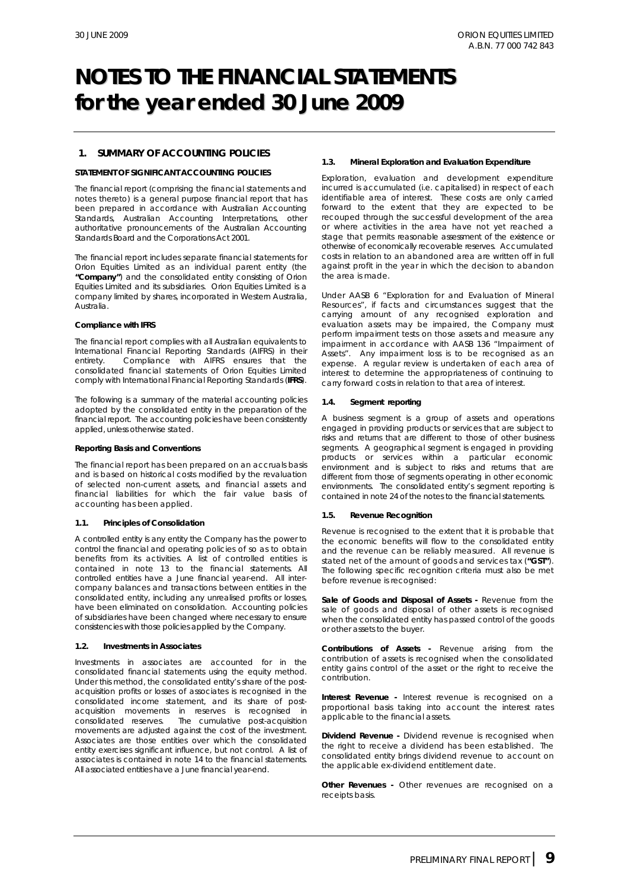# NOTES TO THE FINANCIAL STATEMENTS for the year ended 30 June 2009

## 1. SUMMARY OF ACCOUNTING POLICIES

**STATEMENT OF SIGNIFICANT ACCOUNTING POLICIES**

The financial report (comprising the financial statements and notes thereto) is a general purpose financial report that has been prepared in accordance with Australian Accounting Standards, Australian Accounting Interpretations, other authoritative pronouncements of the Australian Accounting Standards Board and the Corporations Act 2001.

The financial report includes separate financial statements for Orion Equities Limited as an individual parent entity (the **"Company"**) and the consolidated entity consisting of Orion Equities Limited and its subsidiaries. Orion Equities Limited is a company limited by shares, incorporated in Western Australia, Australia.

**Compliance with IFRS**

The financial report complies with all Australian equivalents to International Financial Reporting Standards (AIFRS) in their entirety. Compliance with AIFRS ensures that the consolidated financial statements of Orion Equities Limited comply with International Financial Reporting Standards (**IFRS**).

The following is a summary of the material accounting policies adopted by the consolidated entity in the preparation of the financial report. The accounting policies have been consistently applied, unless otherwise stated.

**Reporting Basis and Conventions**

The financial report has been prepared on an accruals basis and is based on historical costs modified by the revaluation of selected non-current assets, and financial assets and financial liabilities for which the fair value basis of accounting has been applied.

### 1.1. Principles of Consolidation

A controlled entity is any entity the Company has the power to control the financial and operating policies of so as to obtain benefits from its activities. A list of controlled entities is contained in note 13 to the financial statements. All controlled entities have a June financial year-end. All inter-company balances and transactions between entities in the consolidated entity, including any unrealised profits or losses, have been eliminated on consolidation. Accounting policies of subsidiaries have been changed where necessary to ensure consistencies with those policies applied by the Company.

### 1.2. Investments in Associates

Investments in associates are accounted for in the consolidated financial statements using the equity method. Under this method, the consolidated entity's share of the post-acquisition profits or losses of associates is recognised in the consolidated income statement, and its share of post-acquisition movements in reserves is recognised in consolidated reserves. The cumulative post-acquisition movements are adjusted against the cost of the investment. Associates are those entities over which the consolidated entity exercises significant influence, but not control. A list of associates is contained in note 14 to the financial statements. All associated entities have a June financial year-end.

### 1.3. Mineral Exploration and Evaluation Expenditure

Exploration, evaluation and development expenditure incurred is accumulated (i.e. capitalised) in respect of each identifiable area of interest. These costs are only carried forward to the extent that they are expected to be recouped through the successful development of the area or where activities in the area have not yet reached a stage that permits reasonable assessment of the existence or otherwise of economically recoverable reserves. Accumulated costs in relation to an abandoned area are written off in full against profit in the year in which the decision to abandon the area is made.

Under AASB 6 "Exploration for and Evaluation of Mineral Resources", if facts and circumstances suggest that the carrying amount of any recognised exploration and evaluation assets may be impaired, the Company must perform impairment tests on those assets and measure any impairment in accordance with AASB 136 "Impairment of Assets". Any impairment loss is to be recognised as an expense. A regular review is undertaken of each area of interest to determine the appropriateness of continuing to carry forward costs in relation to that area of interest.

### 1.4. Segment reporting

A business segment is a group of assets and operations engaged in providing products or services that are subject to risks and returns that are different to those of other business segments. A geographical segment is engaged in providing products or services within a particular economic environment and is subject to risks and returns that are different from those of segments operating in other economic environments. The consolidated entity's segment reporting is contained in note 24 of the notes to the financial statements.

### 1.5. Revenue Recognition

Revenue is recognised to the extent that it is probable that the economic benefits will flow to the consolidated entity and the revenue can be reliably measured. All revenue is stated net of the amount of goods and services tax (**"GST"**). The following specific recognition criteria must also be met before revenue is recognised:

**Sale of Goods and Disposal of Assets -** Revenue from the sale of goods and disposal of other assets is recognised when the consolidated entity has passed control of the goods or other assets to the buyer.

**Contributions of Assets -** Revenue arising from the contribution of assets is recognised when the consolidated entity gains control of the asset or the right to receive the contribution.

**Interest Revenue -** Interest revenue is recognised on a proportional basis taking into account the interest rates applicable to the financial assets.

**Dividend Revenue -** Dividend revenue is recognised when the right to receive a dividend has been established. The consolidated entity brings dividend revenue to account on the applicable ex-dividend entitlement date.

**Other Revenues -** Other revenues are recognised on a receipts basis.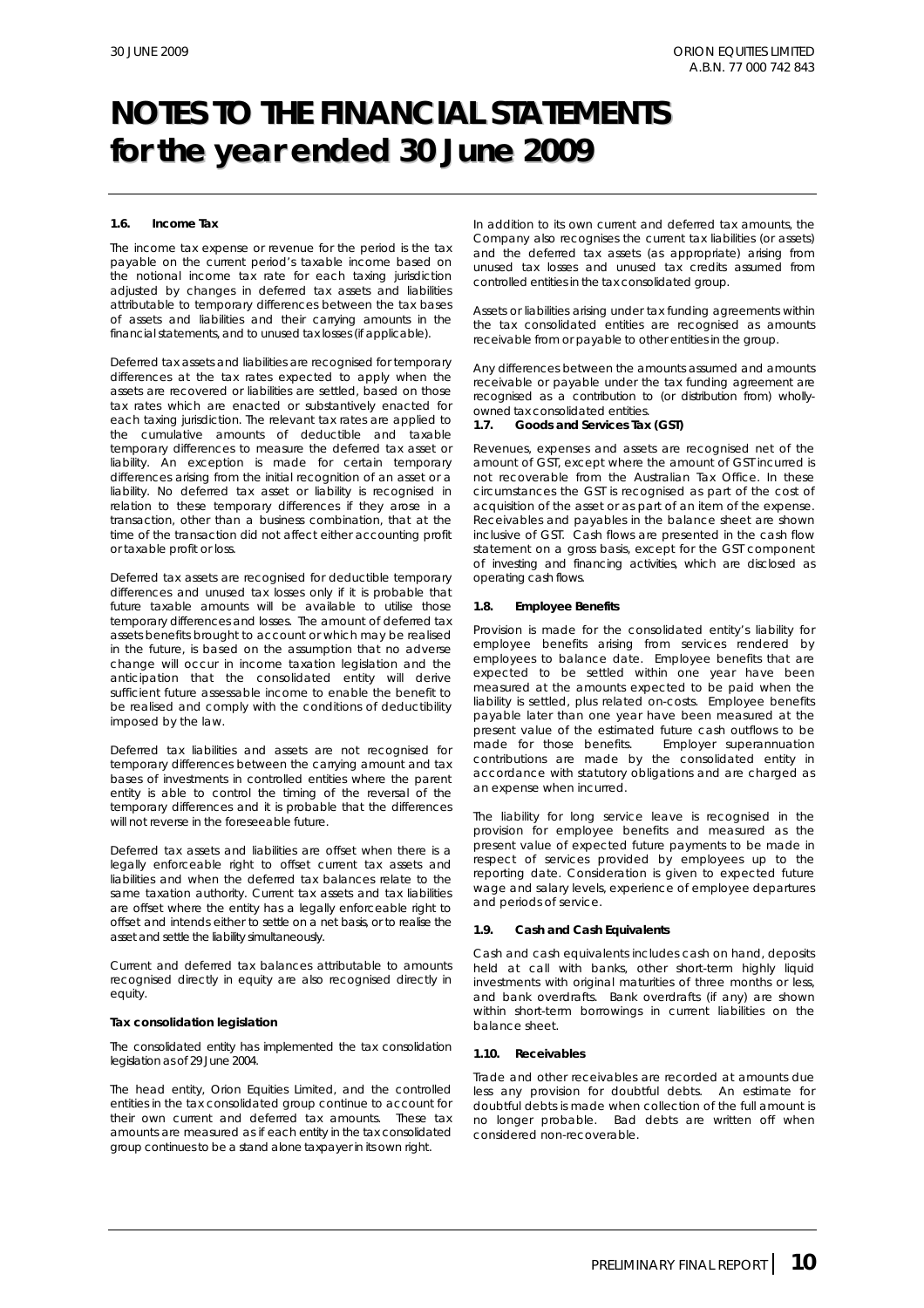# NOTES TO THE FINANCIAL STATEMENTS for the year ended 30 June 2009

#### 1.6. Income Tax

The income tax expense or revenue for the period is the tax payable on the current period's taxable income based on the notional income tax rate for each taxing jurisdiction adjusted by changes in deferred tax assets and liabilities attributable to temporary differences between the tax bases of assets and liabilities and their carrying amounts in the financial statements, and to unused tax losses (if applicable).

Deferred tax assets and liabilities are recognised for temporary differences at the tax rates expected to apply when the assets are recovered or liabilities are settled, based on those tax rates which are enacted or substantively enacted for each taxing jurisdiction. The relevant tax rates are applied to the cumulative amounts of deductible and taxable temporary differences to measure the deferred tax asset or liability. An exception is made for certain temporary differences arising from the initial recognition of an asset or a liability. No deferred tax asset or liability is recognised in relation to these temporary differences if they arose in a transaction, other than a business combination, that at the time of the transaction did not affect either accounting profit or taxable profit or loss.

Deferred tax assets are recognised for deductible temporary differences and unused tax losses only if it is probable that future taxable amounts will be available to utilise those temporary differences and losses. The amount of deferred tax assets benefits brought to account or which may be realised in the future, is based on the assumption that no adverse change will occur in income taxation legislation and the anticipation that the consolidated entity will derive sufficient future assessable income to enable the benefit to be realised and comply with the conditions of deductibility imposed by the law.

Deferred tax liabilities and assets are not recognised for temporary differences between the carrying amount and tax bases of investments in controlled entities where the parent entity is able to control the timing of the reversal of the temporary differences and it is probable that the differences will not reverse in the foreseeable future.

Deferred tax assets and liabilities are offset when there is a legally enforceable right to offset current tax assets and liabilities and when the deferred tax balances relate to the same taxation authority. Current tax assets and tax liabilities are offset where the entity has a legally enforceable right to offset and intends either to settle on a net basis, or to realise the asset and settle the liability simultaneously.

Current and deferred tax balances attributable to amounts recognised directly in equity are also recognised directly in equity.

**Tax consolidation legislation**

The consolidated entity has implemented the tax consolidation legislation as of 29 June 2004.

The head entity, Orion Equities Limited, and the controlled entities in the tax consolidated group continue to account for their own current and deferred tax amounts. These tax amounts are measured as if each entity in the tax consolidated group continues to be a stand alone taxpayer in its own right.

In addition to its own current and deferred tax amounts, the Company also recognises the current tax liabilities (or assets) and the deferred tax assets (as appropriate) arising from unused tax losses and unused tax credits assumed from controlled entities in the tax consolidated group.

Assets or liabilities arising under tax funding agreements within the tax consolidated entities are recognised as amounts receivable from or payable to other entities in the group.

Any differences between the amounts assumed and amounts receivable or payable under the tax funding agreement are recognised as a contribution to (or distribution from) wholly-owned tax consolidated entities.

#### 1.7. Goods and Services Tax (GST)

Revenues, expenses and assets are recognised net of the amount of GST, except where the amount of GST incurred is not recoverable from the Australian Tax Office. In these circumstances the GST is recognised as part of the cost of acquisition of the asset or as part of an item of the expense. Receivables and payables in the balance sheet are shown inclusive of GST. Cash flows are presented in the cash flow statement on a gross basis, except for the GST component of investing and financing activities, which are disclosed as operating cash flows.

#### 1.8. Employee Benefits

Provision is made for the consolidated entity's liability for employee benefits arising from services rendered by employees to balance date. Employee benefits that are expected to be settled within one year have been measured at the amounts expected to be paid when the liability is settled, plus related on-costs. Employee benefits payable later than one year have been measured at the present value of the estimated future cash outflows to be made for those benefits. Employer superannuation contributions are made by the consolidated entity in accordance with statutory obligations and are charged as an expense when incurred.

The liability for long service leave is recognised in the provision for employee benefits and measured as the present value of expected future payments to be made in respect of services provided by employees up to the reporting date. Consideration is given to expected future wage and salary levels, experience of employee departures and periods of service.

#### 1.9. Cash and Cash Equivalents

Cash and cash equivalents includes cash on hand, deposits held at call with banks, other short-term highly liquid investments with original maturities of three months or less, and bank overdrafts. Bank overdrafts (if any) are shown within short-term borrowings in current liabilities on the balance sheet.

#### 1.10. Receivables

Trade and other receivables are recorded at amounts due less any provision for doubtful debts. An estimate for doubtful debts is made when collection of the full amount is no longer probable. Bad debts are written off when considered non-recoverable.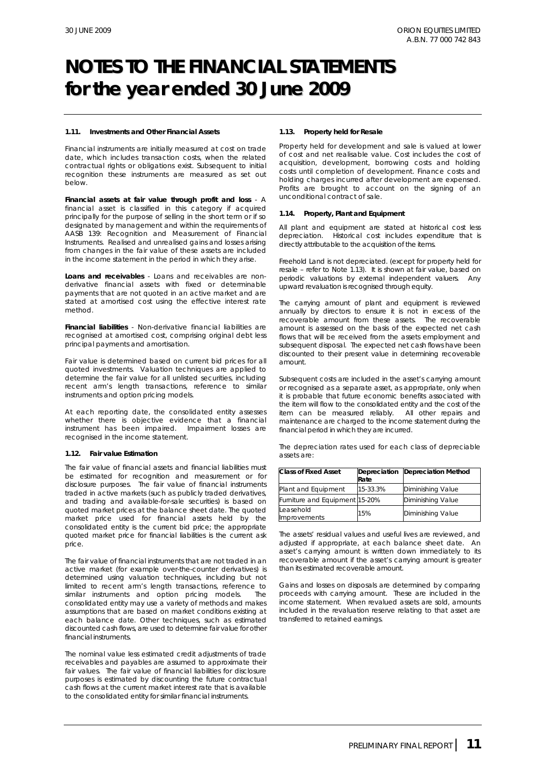# NOTES TO THE FINANCIAL STATEMENTS for the year ended 30 June 2009

### 1.11. Investments and Other Financial Assets

Financial instruments are initially measured at cost on trade date, which includes transaction costs, when the related contractual rights or obligations exist. Subsequent to initial recognition these instruments are measured as set out below.

**Financial assets at fair value through profit and loss** - A financial asset is classified in this category if acquired principally for the purpose of selling in the short term or if so designated by management and within the requirements of AASB 139: Recognition and Measurement of Financial Instruments. Realised and unrealised gains and losses arising from changes in the fair value of these assets are included in the income statement in the period in which they arise.

**Loans and receivables** - Loans and receivables are non-derivative financial assets with fixed or determinable payments that are not quoted in an active market and are stated at amortised cost using the effective interest rate method.

**Financial liabilities** - Non-derivative financial liabilities are recognised at amortised cost, comprising original debt less principal payments and amortisation.

Fair value is determined based on current bid prices for all quoted investments. Valuation techniques are applied to determine the fair value for all unlisted securities, including recent arm's length transactions, reference to similar instruments and option pricing models.

At each reporting date, the consolidated entity assesses whether there is objective evidence that a financial instrument has been impaired. Impairment losses are recognised in the income statement.

### 1.12. Fair value Estimation

The fair value of financial assets and financial liabilities must be estimated for recognition and measurement or for disclosure purposes. The fair value of financial instruments traded in active markets (such as publicly traded derivatives, and trading and available-for-sale securities) is based on quoted market prices at the balance sheet date. The quoted market price used for financial assets held by the consolidated entity is the current bid price; the appropriate quoted market price for financial liabilities is the current ask price.

The fair value of financial instruments that are not traded in an active market (for example over-the-counter derivatives) is determined using valuation techniques, including but not limited to recent arm's length transactions, reference to similar instruments and option pricing models. The consolidated entity may use a variety of methods and makes assumptions that are based on market conditions existing at each balance date. Other techniques, such as estimated discounted cash flows, are used to determine fair value for other financial instruments.

The nominal value less estimated credit adjustments of trade receivables and payables are assumed to approximate their fair values. The fair value of financial liabilities for disclosure purposes is estimated by discounting the future contractual cash flows at the current market interest rate that is available to the consolidated entity for similar financial instruments.

### 1.13. Property held for Resale

Property held for development and sale is valued at lower of cost and net realisable value. Cost includes the cost of acquisition, development, borrowing costs and holding costs until completion of development. Finance costs and holding charges incurred after development are expensed. Profits are brought to account on the signing of an unconditional contract of sale.

### 1.14. Property, Plant and Equipment

All plant and equipment are stated at historical cost less depreciation. Historical cost includes expenditure that is directly attributable to the acquisition of the items.

Freehold Land is not depreciated. (except for property held for resale – refer to Note 1.13). It is shown at fair value, based on periodic valuations by external independent valuers. Any upward revaluation is recognised through equity.

The carrying amount of plant and equipment is reviewed annually by directors to ensure it is not in excess of the recoverable amount from these assets. The recoverable amount is assessed on the basis of the expected net cash flows that will be received from the assets employment and subsequent disposal. The expected net cash flows have been discounted to their present value in determining recoverable amount.

Subsequent costs are included in the asset's carrying amount or recognised as a separate asset, as appropriate, only when it is probable that future economic benefits associated with the item will flow to the consolidated entity and the cost of the item can be measured reliably. All other repairs and maintenance are charged to the income statement during the financial period in which they are incurred.

The depreciation rates used for each class of depreciable assets are:

| Class of Fixed Asset | Depreciation Rate | Depreciation Method |
|---|---|---|
| Plant and Equipment | 15-33.3% | Diminishing Value |
| Furniture and Equipment | 15-20% | Diminishing Value |
| Leasehold Improvements | 15% | Diminishing Value |

The assets' residual values and useful lives are reviewed, and adjusted if appropriate, at each balance sheet date. An asset's carrying amount is written down immediately to its recoverable amount if the asset's carrying amount is greater than its estimated recoverable amount.

Gains and losses on disposals are determined by comparing proceeds with carrying amount. These are included in the income statement. When revalued assets are sold, amounts included in the revaluation reserve relating to that asset are transferred to retained earnings.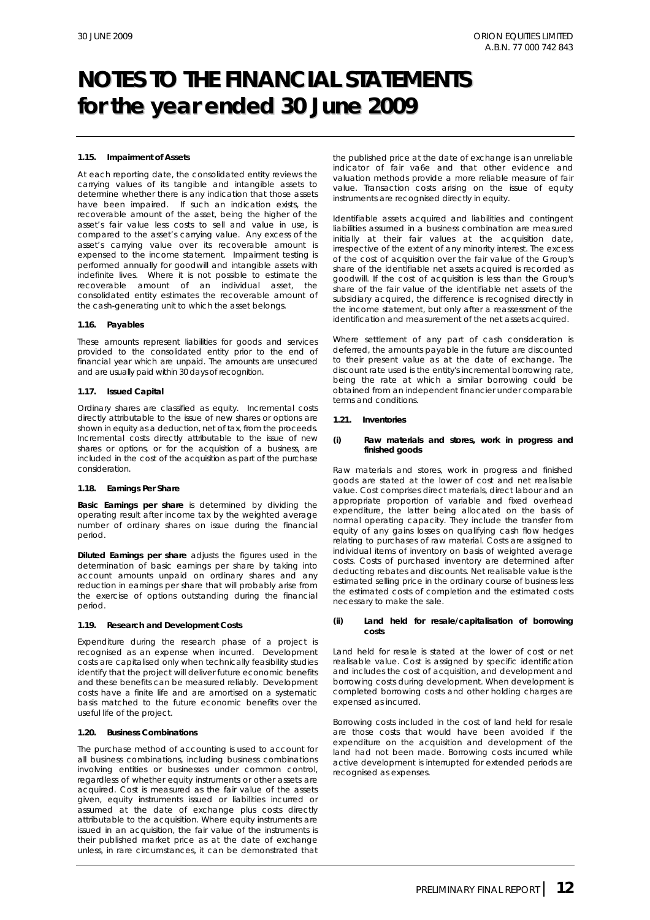# NOTES TO THE FINANCIAL STATEMENTS for the year ended 30 June 2009

#### 1.15. Impairment of Assets

At each reporting date, the consolidated entity reviews the carrying values of its tangible and intangible assets to determine whether there is any indication that those assets have been impaired. If such an indication exists, the recoverable amount of the asset, being the higher of the asset's fair value less costs to sell and value in use, is compared to the asset's carrying value. Any excess of the asset's carrying value over its recoverable amount is expensed to the income statement. Impairment testing is performed annually for goodwill and intangible assets with indefinite lives. Where it is not possible to estimate the recoverable amount of an individual asset, the consolidated entity estimates the recoverable amount of the cash-generating unit to which the asset belongs.

#### 1.16. Payables

These amounts represent liabilities for goods and services provided to the consolidated entity prior to the end of financial year which are unpaid. The amounts are unsecured and are usually paid within 30 days of recognition.

#### 1.17. Issued Capital

Ordinary shares are classified as equity. Incremental costs directly attributable to the issue of new shares or options are shown in equity as a deduction, net of tax, from the proceeds. Incremental costs directly attributable to the issue of new shares or options, or for the acquisition of a business, are included in the cost of the acquisition as part of the purchase consideration.

#### 1.18. Earnings Per Share

**Basic Earnings per share** is determined by dividing the operating result after income tax by the weighted average number of ordinary shares on issue during the financial period.

**Diluted Earnings per share** adjusts the figures used in the determination of basic earnings per share by taking into account amounts unpaid on ordinary shares and any reduction in earnings per share that will probably arise from the exercise of options outstanding during the financial period.

#### 1.19. Research and Development Costs

Expenditure during the research phase of a project is recognised as an expense when incurred. Development costs are capitalised only when technically feasibility studies identify that the project will deliver future economic benefits and these benefits can be measured reliably. Development costs have a finite life and are amortised on a systematic basis matched to the future economic benefits over the useful life of the project.

#### 1.20. Business Combinations

The purchase method of accounting is used to account for all business combinations, including business combinations involving entities or businesses under common control, regardless of whether equity instruments or other assets are acquired. Cost is measured as the fair value of the assets given, equity instruments issued or liabilities incurred or assumed at the date of exchange plus costs directly attributable to the acquisition. Where equity instruments are issued in an acquisition, the fair value of the instruments is their published market price as at the date of exchange unless, in rare circumstances, it can be demonstrated that the published price at the date of exchange is an unreliable indicator of fair va6e and that other evidence and valuation methods provide a more reliable measure of fair value. Transaction costs arising on the issue of equity instruments are recognised directly in equity.

Identifiable assets acquired and liabilities and contingent liabilities assumed in a business combination are measured initially at their fair values at the acquisition date, irrespective of the extent of any minority interest. The excess of the cost of acquisition over the fair value of the Group's share of the identifiable net assets acquired is recorded as goodwill. If the cost of acquisition is less than the Group's share of the fair value of the identifiable net assets of the subsidiary acquired, the difference is recognised directly in the income statement, but only after a reassessment of the identification and measurement of the net assets acquired.

Where settlement of any part of cash consideration is deferred, the amounts payable in the future are discounted to their present value as at the date of exchange. The discount rate used is the entity's incremental borrowing rate, being the rate at which a similar borrowing could be obtained from an independent financier under comparable terms and conditions.

#### 1.21. Inventories

##### (i) Raw materials and stores, work in progress and finished goods

Raw materials and stores, work in progress and finished goods are stated at the lower of cost and net realisable value. Cost comprises direct materials, direct labour and an appropriate proportion of variable and fixed overhead expenditure, the latter being allocated on the basis of normal operating capacity. They include the transfer from equity of any gains losses on qualifying cash flow hedges relating to purchases of raw material. Costs are assigned to individual items of inventory on basis of weighted average costs. Costs of purchased inventory are determined after deducting rebates and discounts. Net realisable value is the estimated selling price in the ordinary course of business less the estimated costs of completion and the estimated costs necessary to make the sale.

##### (ii) Land held for resale/capitalisation of borrowing costs

Land held for resale is stated at the lower of cost or net realisable value. Cost is assigned by specific identification and includes the cost of acquisition, and development and borrowing costs during development. When development is completed borrowing costs and other holding charges are expensed as incurred.

Borrowing costs included in the cost of land held for resale are those costs that would have been avoided if the expenditure on the acquisition and development of the land had not been made. Borrowing costs incurred while active development is interrupted for extended periods are recognised as expenses.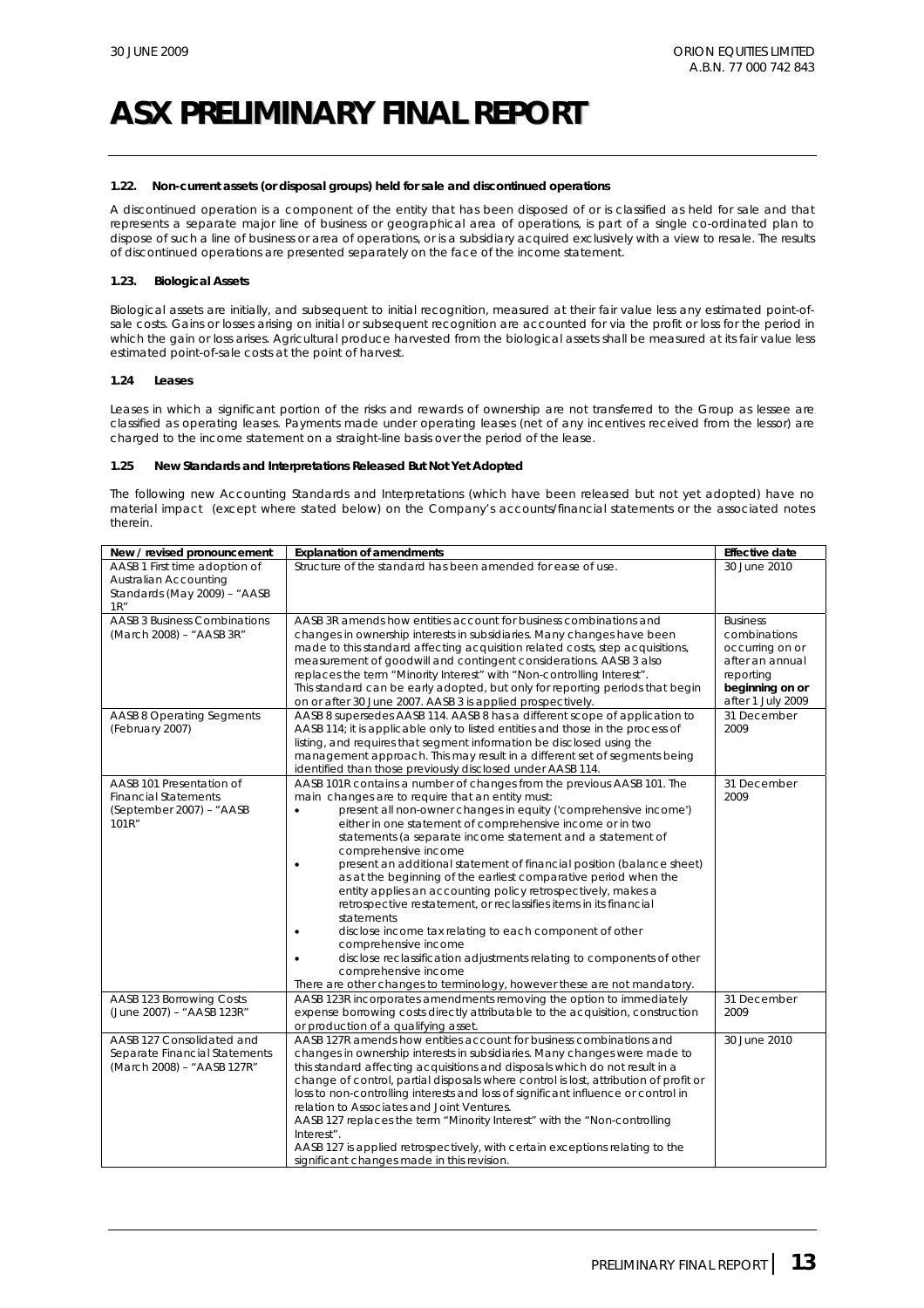# ASX PRELIMINARY FINAL REPORT

#### 1.22. Non-current assets (or disposal groups) held for sale and discontinued operations

A discontinued operation is a component of the entity that has been disposed of or is classified as held for sale and that represents a separate major line of business or geographical area of operations, is part of a single co-ordinated plan to dispose of such a line of business or area of operations, or is a subsidiary acquired exclusively with a view to resale. The results of discontinued operations are presented separately on the face of the income statement.

#### 1.23. Biological Assets

Biological assets are initially, and subsequent to initial recognition, measured at their fair value less any estimated point-of-sale costs. Gains or losses arising on initial or subsequent recognition are accounted for via the profit or loss for the period in which the gain or loss arises. Agricultural produce harvested from the biological assets shall be measured at its fair value less estimated point-of-sale costs at the point of harvest.

#### 1.24 Leases

Leases in which a significant portion of the risks and rewards of ownership are not transferred to the Group as lessee are classified as operating leases. Payments made under operating leases (net of any incentives received from the lessor) are charged to the income statement on a straight-line basis over the period of the lease.

#### 1.25 New Standards and Interpretations Released But Not Yet Adopted

The following new Accounting Standards and Interpretations (which have been released but not yet adopted) have no material impact (except where stated below) on the Company's accounts/financial statements or the associated notes therein.

| New / revised pronouncement | Explanation of amendments | Effective date |
|---|---|---|
| AASB 1 First time adoption of Australian Accounting Standards (May 2009) – "AASB 1R" | Structure of the standard has been amended for ease of use. | 30 June 2010 |
| AASB 3 Business Combinations (March 2008) – "AASB 3R" | AASB 3R amends how entities account for business combinations and changes in ownership interests in subsidiaries. Many changes have been made to this standard affecting acquisition related costs, step acquisitions, measurement of goodwill and contingent considerations. AASB 3 also replaces the term "Minority Interest" with "Non-controlling Interest". This standard can be early adopted, but only for reporting periods that begin on or after 30 June 2007. AASB 3 is applied prospectively. | Business combinations occurring on or after an annual reporting **beginning on or** after 1 July 2009 |
| AASB 8 Operating Segments (February 2007) | AASB 8 supersedes AASB 114. AASB 8 has a different scope of application to AASB 114; it is applicable only to listed entities and those in the process of listing, and requires that segment information be disclosed using the management approach. This may result in a different set of segments being identified than those previously disclosed under AASB 114. | 31 December 2009 |
| AASB 101 Presentation of Financial Statements (September 2007) – "AASB 101R" | AASB 101R contains a number of changes from the previous AASB 101. The main changes are to require that an entity must: <br>• present all non-owner changes in equity ('comprehensive income') either in one statement of comprehensive income or in two statements (a separate income statement and a statement of comprehensive income <br>• present an additional statement of financial position (balance sheet) as at the beginning of the earliest comparative period when the entity applies an accounting policy retrospectively, makes a retrospective restatement, or reclassifies items in its financial statements <br>• disclose income tax relating to each component of other comprehensive income <br>• disclose reclassification adjustments relating to components of other comprehensive income <br>There are other changes to terminology, however these are not mandatory. | 31 December 2009 |
| AASB 123 Borrowing Costs (June 2007) – "AASB 123R" | AASB 123R incorporates amendments removing the option to immediately expense borrowing costs directly attributable to the acquisition, construction or production of a qualifying asset. | 31 December 2009 |
| AASB 127 Consolidated and Separate Financial Statements (March 2008) – "AASB 127R" | AASB 127R amends how entities account for business combinations and changes in ownership interests in subsidiaries. Many changes were made to this standard affecting acquisitions and disposals which do not result in a change of control, partial disposals where control is lost, attribution of profit or loss to non-controlling interests and loss of significant influence or control in relation to Associates and Joint Ventures. <br>AASB 127 replaces the term "Minority Interest" with the "Non-controlling Interest". <br>AASB 127 is applied retrospectively, with certain exceptions relating to the significant changes made in this revision. | 30 June 2010 |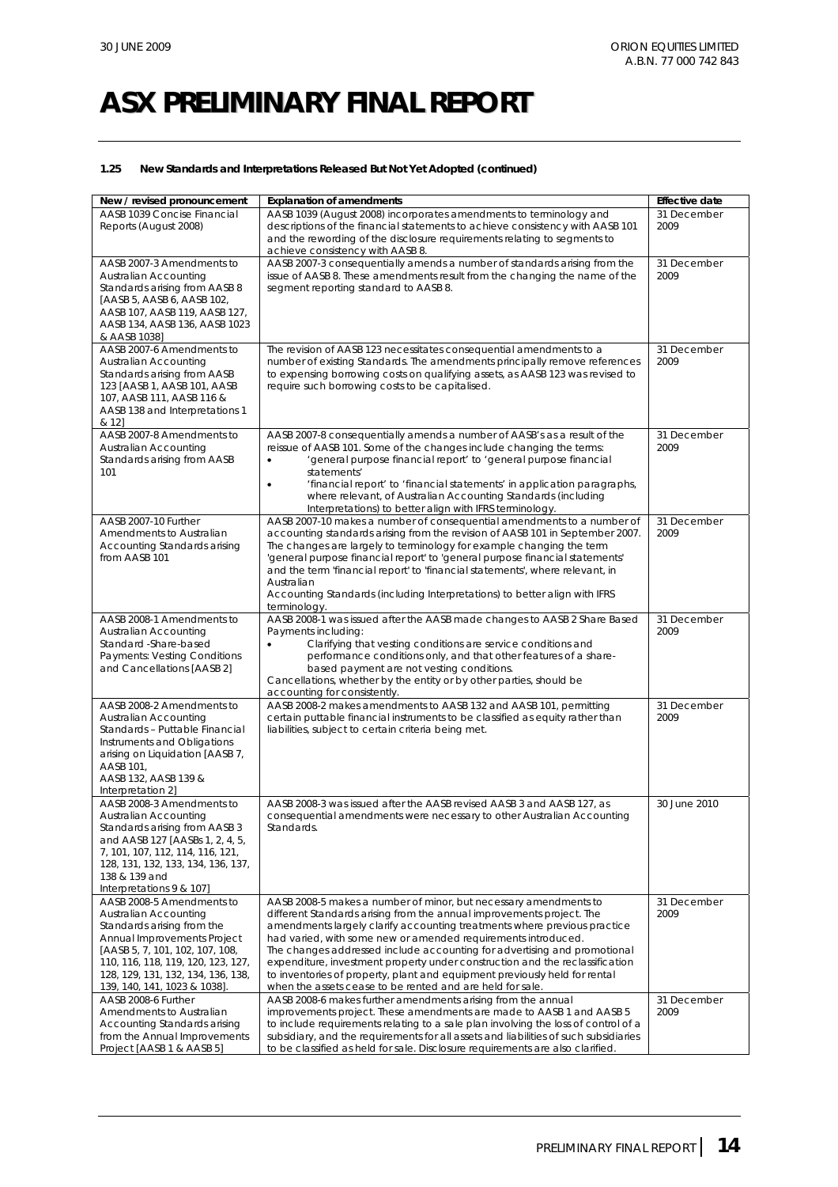# ASX PRELIMINARY FINAL REPORT

### 1.25 New Standards and Interpretations Released But Not Yet Adopted (continued)

| New / revised pronouncement | Explanation of amendments | Effective date |
|---|---|---|
| AASB 1039 Concise Financial Reports (August 2008) | AASB 1039 (August 2008) incorporates amendments to terminology and descriptions of the financial statements to achieve consistency with AASB 101 and the rewording of the disclosure requirements relating to segments to achieve consistency with AASB 8. | 31 December 2009 |
| AASB 2007-3 Amendments to Australian Accounting Standards arising from AASB 8 [AASB 5, AASB 6, AASB 102, AASB 107, AASB 119, AASB 127, AASB 134, AASB 136, AASB 1023 & AASB 1038] | AASB 2007-3 consequentially amends a number of standards arising from the issue of AASB 8. These amendments result from the changing the name of the segment reporting standard to AASB 8. | 31 December 2009 |
| AASB 2007-6 Amendments to Australian Accounting Standards arising from AASB 123 [AASB 1, AASB 101, AASB 107, AASB 111, AASB 116 & AASB 138 and Interpretations 1 & 12] | The revision of AASB 123 necessitates consequential amendments to a number of existing Standards. The amendments principally remove references to expensing borrowing costs on qualifying assets, as AASB 123 was revised to require such borrowing costs to be capitalised. | 31 December 2009 |
| AASB 2007-8 Amendments to Australian Accounting Standards arising from AASB 101 | AASB 2007-8 consequentially amends a number of AASB's as a result of the reissue of AASB 101. Some of the changes include changing the terms: <br>• 'general purpose financial report' to 'general purpose financial statements' <br>• 'financial report' to 'financial statements' in application paragraphs, where relevant, of Australian Accounting Standards (including Interpretations) to better align with IFRS terminology. | 31 December 2009 |
| AASB 2007-10 Further Amendments to Australian Accounting Standards arising from AASB 101 | AASB 2007-10 makes a number of consequential amendments to a number of accounting standards arising from the revision of AASB 101 in September 2007. The changes are largely to terminology for example changing the term 'general purpose financial report' to 'general purpose financial statements' and the term 'financial report' to 'financial statements', where relevant, in Australian Accounting Standards (including Interpretations) to better align with IFRS terminology. | 31 December 2009 |
| AASB 2008-1 Amendments to Australian Accounting Standard -Share-based Payments: Vesting Conditions and Cancellations [AASB 2] | AASB 2008-1 was issued after the AASB made changes to AASB 2 Share Based Payments including: <br>• Clarifying that vesting conditions are service conditions and performance conditions only, and that other features of a share-based payment are not vesting conditions. <br>Cancellations, whether by the entity or by other parties, should be accounting for consistently. | 31 December 2009 |
| AASB 2008-2 Amendments to Australian Accounting Standards – Puttable Financial Instruments and Obligations arising on Liquidation [AASB 7, AASB 101, AASB 132, AASB 139 & Interpretation 2] | AASB 2008-2 makes amendments to AASB 132 and AASB 101, permitting certain puttable financial instruments to be classified as equity rather than liabilities, subject to certain criteria being met. | 31 December 2009 |
| AASB 2008-3 Amendments to Australian Accounting Standards arising from AASB 3 and AASB 127 [AASBs 1, 2, 4, 5, 7, 101, 107, 112, 114, 116, 121, 128, 131, 132, 133, 134, 136, 137, 138 & 139 and Interpretations 9 & 107] | AASB 2008-3 was issued after the AASB revised AASB 3 and AASB 127, as consequential amendments were necessary to other Australian Accounting Standards. | 30 June 2010 |
| AASB 2008-5 Amendments to Australian Accounting Standards arising from the Annual Improvements Project [AASB 5, 7, 101, 102, 107, 108, 110, 116, 118, 119, 120, 123, 127, 128, 129, 131, 132, 134, 136, 138, 139, 140, 141, 1023 & 1038]. | AASB 2008-5 makes a number of minor, but necessary amendments to different Standards arising from the annual improvements project. The amendments largely clarify accounting treatments where previous practice had varied, with some new or amended requirements introduced. The changes addressed include accounting for advertising and promotional expenditure, investment property under construction and the reclassification to inventories of property, plant and equipment previously held for rental when the assets cease to be rented and are held for sale. | 31 December 2009 |
| AASB 2008-6 Further Amendments to Australian Accounting Standards arising from the Annual Improvements Project [AASB 1 & AASB 5] | AASB 2008-6 makes further amendments arising from the annual improvements project. These amendments are made to AASB 1 and AASB 5 to include requirements relating to a sale plan involving the loss of control of a subsidiary, and the requirements for all assets and liabilities of such subsidiaries to be classified as held for sale. Disclosure requirements are also clarified. | 31 December 2009 |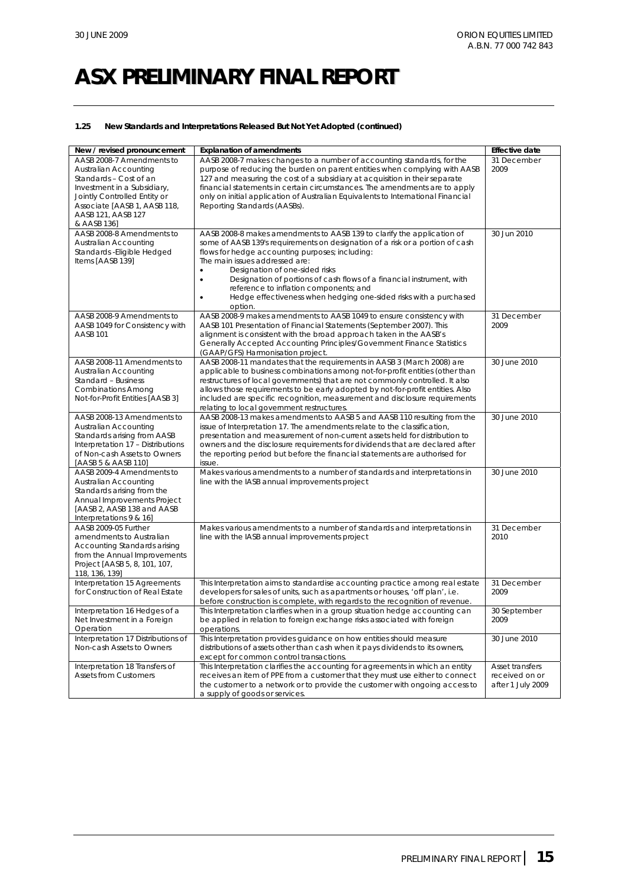# ASX PRELIMINARY FINAL REPORT

### 1.25 New Standards and Interpretations Released But Not Yet Adopted (continued)

| New / revised pronouncement | Explanation of amendments | Effective date |
|---|---|---|
| AASB 2008-7 Amendments to Australian Accounting Standards – Cost of an Investment in a Subsidiary, Jointly Controlled Entity or Associate [AASB 1, AASB 118, AASB 121, AASB 127 & AASB 136] | AASB 2008-7 makes changes to a number of accounting standards, for the purpose of reducing the burden on parent entities when complying with AASB 127 and measuring the cost of a subsidiary at acquisition in their separate financial statements in certain circumstances. The amendments are to apply only on initial application of Australian Equivalents to International Financial Reporting Standards (AASBs). | 31 December 2009 |
| AASB 2008-8 Amendments to Australian Accounting Standards -Eligible Hedged Items [AASB 139] | AASB 2008-8 makes amendments to AASB 139 to clarify the application of some of AASB 139's requirements on designation of a risk or a portion of cash flows for hedge accounting purposes; including:<br>The main issues addressed are:<br>• Designation of one-sided risks<br>• Designation of portions of cash flows of a financial instrument, with reference to inflation components; and<br>• Hedge effectiveness when hedging one-sided risks with a purchased option. | 30 Jun 2010 |
| AASB 2008-9 Amendments to AASB 1049 for Consistency with AASB 101 | AASB 2008-9 makes amendments to AASB 1049 to ensure consistency with AASB 101 Presentation of Financial Statements (September 2007). This alignment is consistent with the broad approach taken in the AASB's Generally Accepted Accounting Principles/Government Finance Statistics (GAAP/GFS) Harmonisation project. | 31 December 2009 |
| AASB 2008-11 Amendments to Australian Accounting Standard – Business Combinations Among Not-for-Profit Entities [AASB 3] | AASB 2008-11 mandates that the requirements in AASB 3 (March 2008) are applicable to business combinations among not-for-profit entities (other than restructures of local governments) that are not commonly controlled. It also allows those requirements to be early adopted by not-for-profit entities. Also included are specific recognition, measurement and disclosure requirements relating to local government restructures. | 30 June 2010 |
| AASB 2008-13 Amendments to Australian Accounting Standards arising from AASB Interpretation 17 – Distributions of Non-cash Assets to Owners [AASB 5 & AASB 110] | AASB 2008-13 makes amendments to AASB 5 and AASB 110 resulting from the issue of Interpretation 17. The amendments relate to the classification, presentation and measurement of non-current assets held for distribution to owners and the disclosure requirements for dividends that are declared after the reporting period but before the financial statements are authorised for issue. | 30 June 2010 |
| AASB 2009-4 Amendments to Australian Accounting Standards arising from the Annual Improvements Project [AASB 2, AASB 138 and AASB Interpretations 9 & 16] | Makes various amendments to a number of standards and interpretations in line with the IASB annual improvements project | 30 June 2010 |
| AASB 2009-05 Further amendments to Australian Accounting Standards arising from the Annual Improvements Project [AASB 5, 8, 101, 107, 118, 136, 139] | Makes various amendments to a number of standards and interpretations in line with the IASB annual improvements project | 31 December 2010 |
| Interpretation 15 Agreements for Construction of Real Estate | This Interpretation aims to standardise accounting practice among real estate developers for sales of units, such as apartments or houses, 'off plan', i.e. before construction is complete, with regards to the recognition of revenue. | 31 December 2009 |
| Interpretation 16 Hedges of a Net Investment in a Foreign Operation | This Interpretation clarifies when in a group situation hedge accounting can be applied in relation to foreign exchange risks associated with foreign operations. | 30 September 2009 |
| Interpretation 17 Distributions of Non-cash Assets to Owners | This Interpretation provides guidance on how entities should measure distributions of assets other than cash when it pays dividends to its owners, except for common control transactions. | 30 June 2010 |
| Interpretation 18 Transfers of Assets from Customers | This Interpretation clarifies the accounting for agreements in which an entity receives an item of PPE from a customer that they must use either to connect the customer to a network or to provide the customer with ongoing access to a supply of goods or services. | Asset transfers received on or after 1 July 2009 |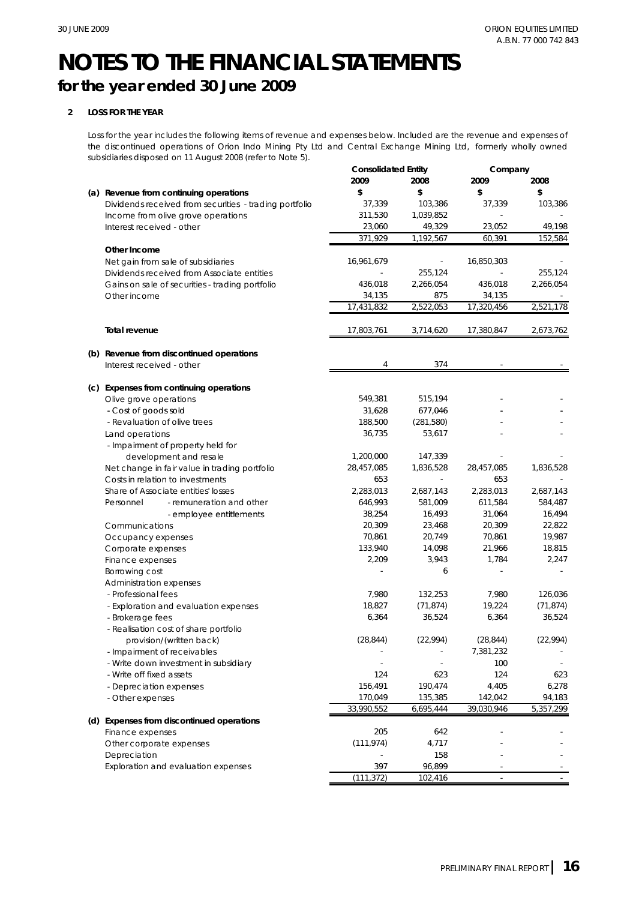# NOTES TO THE FINANCIAL STATEMENTS

## for the year ended 30 June 2009

### 2 LOSS FOR THE YEAR

Loss for the year includes the following items of revenue and expenses below. Included are the revenue and expenses of the discontinued operations of Orion Indo Mining Pty Ltd and Central Exchange Mining Ltd, formerly wholly owned subsidiaries disposed on 11 August 2008 (refer to Note 5).

| | Consolidated Entity | | Company | |
|---|---|---|---|---|
| | 2009 | 2008 | 2009 | 2008 |
| **(a) Revenue from continuing operations** | $ | $ | $ | $ |
| Dividends received from securities - trading portfolio | 37,339 | 103,386 | 37,339 | 103,386 |
| Income from olive grove operations | 311,530 | 1,039,852 | - | - |
| Interest received - other | 23,060 | 49,329 | 23,052 | 49,198 |
| | 371,929 | 1,192,567 | 60,391 | 152,584 |
| **Other Income** | | | | |
| Net gain from sale of subsidiaries | 16,961,679 | - | 16,850,303 | - |
| Dividends received from Associate entities | - | 255,124 | - | 255,124 |
| Gains on sale of securities - trading portfolio | 436,018 | 2,266,054 | 436,018 | 2,266,054 |
| Other income | 34,135 | 875 | 34,135 | - |
| | 17,431,832 | 2,522,053 | 17,320,456 | 2,521,178 |
| **Total revenue** | 17,803,761 | 3,714,620 | 17,380,847 | 2,673,762 |
| **(b) Revenue from discontinued operations** | | | | |
| Interest received - other | 4 | 374 | - | - |
| **(c) Expenses from continuing operations** | | | | |
| Olive grove operations | 549,381 | 515,194 | - | - |
| - Cost of goods sold | 31,628 | 677,046 | - | - |
| - Revaluation of olive trees | 188,500 | (281,580) | - | - |
| Land operations | 36,735 | 53,617 | - | - |
| - Impairment of property held for development and resale | 1,200,000 | 147,339 | - | - |
| Net change in fair value in trading portfolio | 28,457,085 | 1,836,528 | 28,457,085 | 1,836,528 |
| Costs in relation to investments | 653 | - | 653 | - |
| Share of Associate entities' losses | 2,283,013 | 2,687,143 | 2,283,013 | 2,687,143 |
| Personnel - remuneration and other | 646,993 | 581,009 | 611,584 | 584,487 |
| - employee entitlements | 38,254 | 16,493 | 31,064 | 16,494 |
| Communications | 20,309 | 23,468 | 20,309 | 22,822 |
| Occupancy expenses | 70,861 | 20,749 | 70,861 | 19,987 |
| Corporate expenses | 133,940 | 14,098 | 21,966 | 18,815 |
| Finance expenses | 2,209 | 3,943 | 1,784 | 2,247 |
| Borrowing cost | - | 6 | - | - |
| Administration expenses | | | | |
| - Professional fees | 7,980 | 132,253 | 7,980 | 126,036 |
| - Exploration and evaluation expenses | 18,827 | (71,874) | 19,224 | (71,874) |
| - Brokerage fees | 6,364 | 36,524 | 6,364 | 36,524 |
| - Realisation cost of share portfolio provision/(written back) | (28,844) | (22,994) | (28,844) | (22,994) |
| - Impairment of receivables | - | - | 7,381,232 | - |
| - Write down investment in subsidiary | - | - | 100 | - |
| - Write off fixed assets | 124 | 623 | 124 | 623 |
| - Depreciation expenses | 156,491 | 190,474 | 4,405 | 6,278 |
| - Other expenses | 170,049 | 135,385 | 142,042 | 94,183 |
| | 33,990,552 | 6,695,444 | 39,030,946 | 5,357,299 |
| **(d) Expenses from discontinued operations** | | | | |
| Finance expenses | 205 | 642 | - | - |
| Other corporate expenses | (111,974) | 4,717 | - | - |
| Depreciation | - | 158 | - | - |
| Exploration and evaluation expenses | 397 | 96,899 | - | - |
| | (111,372) | 102,416 | - | - |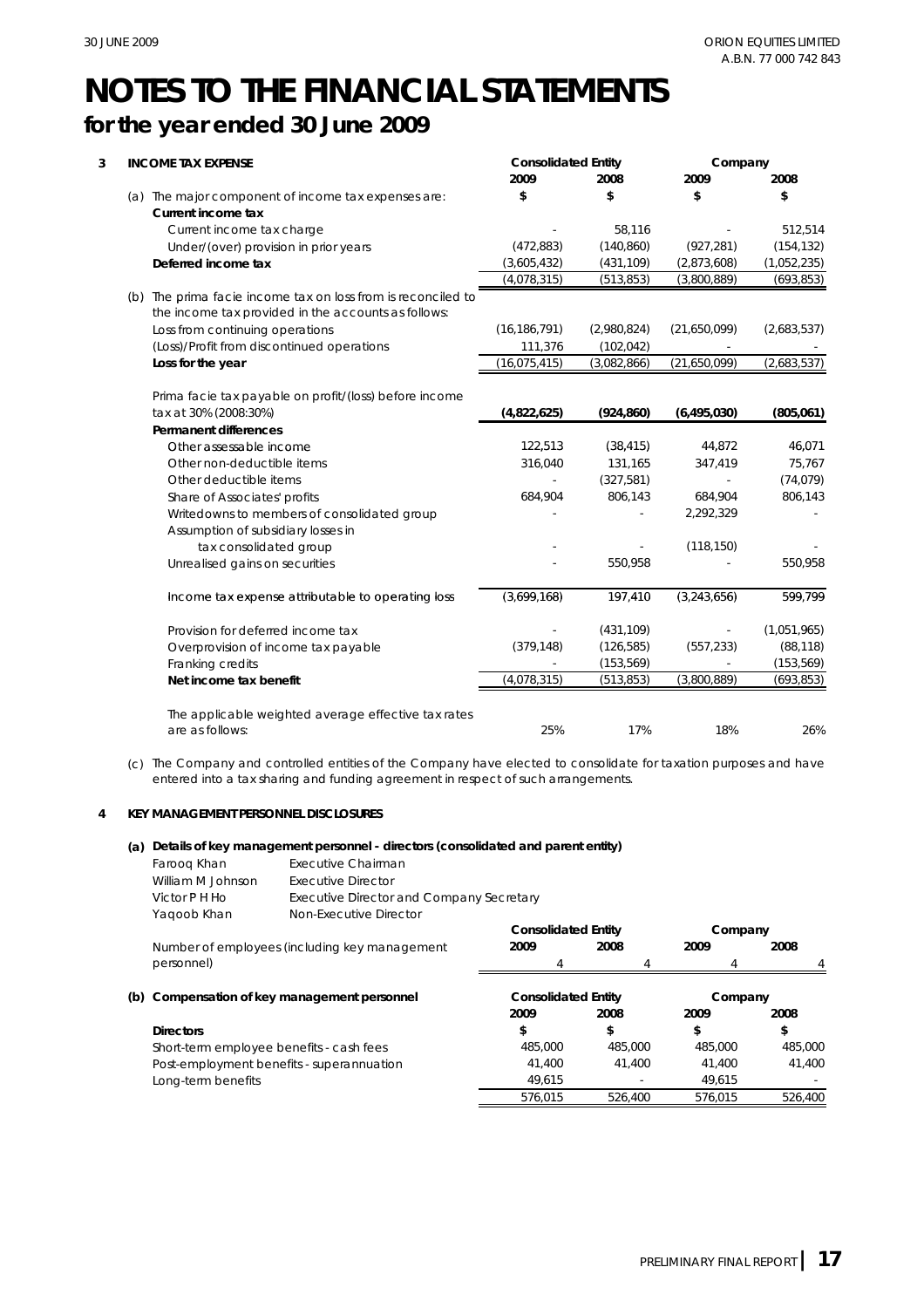# NOTES TO THE FINANCIAL STATEMENTS

## for the year ended 30 June 2009

**3 INCOME TAX EXPENSE**

| | Consolidated Entity | | Company | |
|---|---|---|---|---|
| | **2009** | **2008** | **2009** | **2008** |
| (a) The major component of income tax expenses are: | **$** | **$** | **$** | **$** |
| **Current income tax** | | | | |
| Current income tax charge | - | 58,116 | - | 512,514 |
| Under/(over) provision in prior years | (472,883) | (140,860) | (927,281) | (154,132) |
| **Deferred income tax** | (3,605,432) | (431,109) | (2,873,608) | (1,052,235) |
| | (4,078,315) | (513,853) | (3,800,889) | (693,853) |
| (b) The prima facie income tax on loss from is reconciled to the income tax provided in the accounts as follows: | | | | |
| Loss from continuing operations | (16,186,791) | (2,980,824) | (21,650,099) | (2,683,537) |
| (Loss)/Profit from discontinued operations | 111,376 | (102,042) | - | - |
| **Loss for the year** | (16,075,415) | (3,082,866) | (21,650,099) | (2,683,537) |
| Prima facie tax payable on profit/(loss) before income tax at 30% (2008:30%) | **(4,822,625)** | **(924,860)** | **(6,495,030)** | **(805,061)** |
| **Permanent differences** | | | | |
| Other assessable income | 122,513 | (38,415) | 44,872 | 46,071 |
| Other non-deductible items | 316,040 | 131,165 | 347,419 | 75,767 |
| Other deductible items | - | (327,581) | - | (74,079) |
| Share of Associates' profits | 684,904 | 806,143 | 684,904 | 806,143 |
| Writedowns to members of consolidated group | - | - | 2,292,329 | - |
| Assumption of subsidiary losses in tax consolidated group | - | - | (118,150) | - |
| Unrealised gains on securities | - | 550,958 | - | 550,958 |
| Income tax expense attributable to operating loss | (3,699,168) | 197,410 | (3,243,656) | 599,799 |
| Provision for deferred income tax | - | (431,109) | - | (1,051,965) |
| Overprovision of income tax payable | (379,148) | (126,585) | (557,233) | (88,118) |
| Franking credits | - | (153,569) | - | (153,569) |
| **Net income tax benefit** | (4,078,315) | (513,853) | (3,800,889) | (693,853) |
| The applicable weighted average effective tax rates are as follows: | 25% | 17% | 18% | 26% |

(c) The Company and controlled entities of the Company have elected to consolidate for taxation purposes and have entered into a tax sharing and funding agreement in respect of such arrangements.

**4 KEY MANAGEMENT PERSONNEL DISCLOSURES**

**(a) Details of key management personnel - directors (consolidated and parent entity)**

| | |
|---|---|
| Farooq Khan | Executive Chairman |
| William M Johnson | Executive Director |
| Victor P H Ho | Executive Director and Company Secretary |
| Yaqoob Khan | Non-Executive Director |

| | Consolidated Entity | | Company | |
|---|---|---|---|---|
| Number of employees (including key management personnel) | **2009** | **2008** | **2009** | **2008** |
| | 4 | 4 | 4 | 4 |

**(b) Compensation of key management personnel**

| | Consolidated Entity | | Company | |
|---|---|---|---|---|
| | **2009** | **2008** | **2009** | **2008** |
| **Directors** | **$** | **$** | **$** | **$** |
| Short-term employee benefits - cash fees | 485,000 | 485,000 | 485,000 | 485,000 |
| Post-employment benefits - superannuation | 41,400 | 41,400 | 41,400 | 41,400 |
| Long-term benefits | 49,615 | - | 49,615 | - |
| | 576,015 | 526,400 | 576,015 | 526,400 |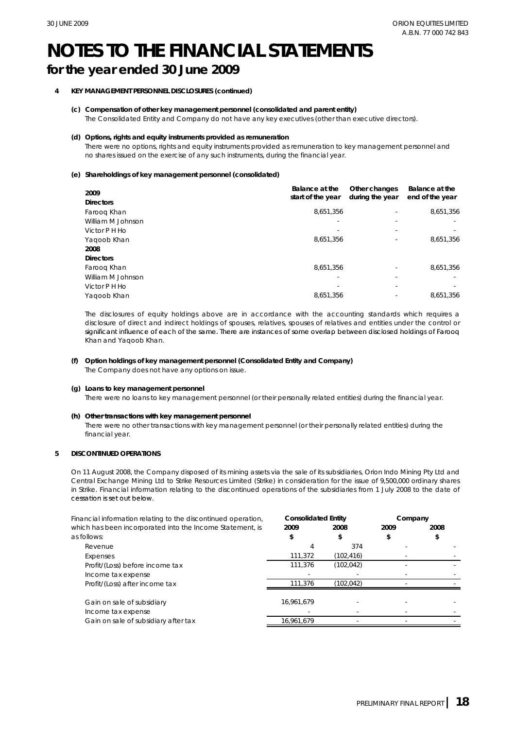# NOTES TO THE FINANCIAL STATEMENTS

## for the year ended 30 June 2009

**4 KEY MANAGEMENT PERSONNEL DISCLOSURES (continued)**

**(c) Compensation of other key management personnel (consolidated and parent entity)**

The Consolidated Entity and Company do not have any key executives (other than executive directors).

**(d) Options, rights and equity instruments provided as remuneration**

There were no options, rights and equity instruments provided as remuneration to key management personnel and no shares issued on the exercise of any such instruments, during the financial year.

**(e) Shareholdings of key management personnel (consolidated)**

| 2009 | Balance at the start of the year | Other changes during the year | Balance at the end of the year |
|---|---|---|---|
| **Directors** | | | |
| Farooq Khan | 8,651,356 | - | 8,651,356 |
| William M Johnson | - | - | - |
| Victor P H Ho | - | - | - |
| Yaqoob Khan | 8,651,356 | - | 8,651,356 |
| **2008** | | | |
| **Directors** | | | |
| Farooq Khan | 8,651,356 | - | 8,651,356 |
| William M Johnson | - | - | - |
| Victor P H Ho | - | - | - |
| Yaqoob Khan | 8,651,356 | - | 8,651,356 |

The disclosures of equity holdings above are in accordance with the accounting standards which requires a disclosure of direct and indirect holdings of spouses, relatives, spouses of relatives and entities under the control or significant influence of each of the same. There are instances of some overlap between disclosed holdings of Farooq Khan and Yaqoob Khan.

**(f) Option holdings of key management personnel (Consolidated Entity and Company)**

The Company does not have any options on issue.

**(g) Loans to key management personnel**

There were no loans to key management personnel (or their personally related entities) during the financial year.

**(h) Other transactions with key management personnel**

There were no other transactions with key management personnel (or their personally related entities) during the financial year.

**5 DISCONTINUED OPERATIONS**

On 11 August 2008, the Company disposed of its mining assets via the sale of its subsidiaries, Orion Indo Mining Pty Ltd and Central Exchange Mining Ltd to Strike Resources Limited (Strike) in consideration for the issue of 9,500,000 ordinary shares in Strike. Financial information relating to the discontinued operations of the subsidiaries from 1 July 2008 to the date of cessation is set out below.

| Financial information relating to the discontinued operation, which has been incorporated into the Income Statement, is as follows: | Consolidated Entity | | Company | |
|---|---|---|---|---|
| | 2009 | 2008 | 2009 | 2008 |
| | $ | $ | $ | $ |
| Revenue | 4 | 374 | - | - |
| Expenses | 111,372 | (102,416) | - | - |
| Profit/(Loss) before income tax | 111,376 | (102,042) | - | - |
| Income tax expense | - | - | - | - |
| Profit/(Loss) after income tax | 111,376 | (102,042) | - | - |
| | | | | |
| Gain on sale of subsidiary | 16,961,679 | - | - | - |
| Income tax expense | - | - | - | - |
| Gain on sale of subsidiary after tax | 16,961,679 | - | - | - |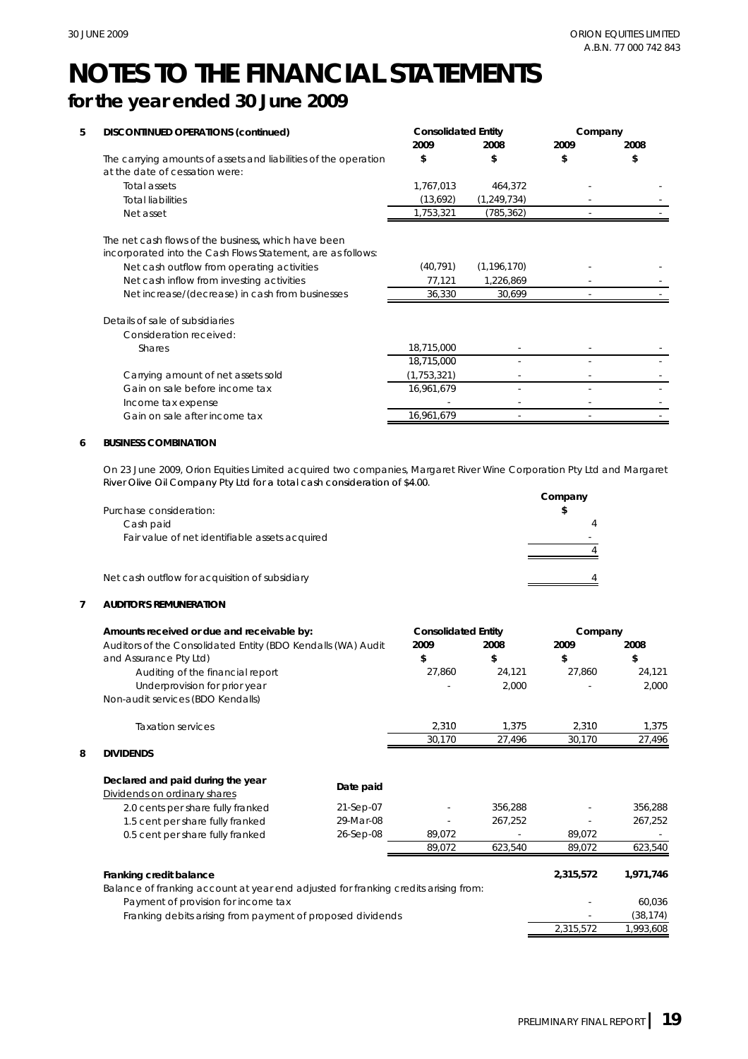# NOTES TO THE FINANCIAL STATEMENTS

## for the year ended 30 June 2009

### 5 DISCONTINUED OPERATIONS (continued)

| | Consolidated Entity | | Company | |
|---|---|---|---|---|
| | 2009 | 2008 | 2009 | 2008 |
| The carrying amounts of assets and liabilities of the operation at the date of cessation were: | $ | $ | $ | $ |
| Total assets | 1,767,013 | 464,372 | - | - |
| Total liabilities | (13,692) | (1,249,734) | - | - |
| Net asset | 1,753,321 | (785,362) | - | - |
| The net cash flows of the business, which have been incorporated into the Cash Flows Statement, are as follows: | | | | |
| Net cash outflow from operating activities | (40,791) | (1,196,170) | - | - |
| Net cash inflow from investing activities | 77,121 | 1,226,869 | - | - |
| Net increase/(decrease) in cash from businesses | 36,330 | 30,699 | - | - |
| Details of sale of subsidiaries | | | | |
| Consideration received: | | | | |
| Shares | 18,715,000 | - | - | - |
| | 18,715,000 | - | - | - |
| Carrying amount of net assets sold | (1,753,321) | - | - | - |
| Gain on sale before income tax | 16,961,679 | - | - | - |
| Income tax expense | - | - | - | - |
| Gain on sale after income tax | 16,961,679 | - | - | - |

### 6 BUSINESS COMBINATION

On 23 June 2009, Orion Equities Limited acquired two companies, Margaret River Wine Corporation Pty Ltd and Margaret River Olive Oil Company Pty Ltd for a total cash consideration of $4.00.

| | Company |
|---|---|
| Purchase consideration: | $ |
| Cash paid | 4 |
| Fair value of net identifiable assets acquired | - |
| | 4 |
| Net cash outflow for acquisition of subsidiary | 4 |

### 7 AUDITOR'S REMUNERATION

| Amounts received or due and receivable by: | Consolidated Entity | | Company | |
|---|---|---|---|---|
| Auditors of the Consolidated Entity (BDO Kendalls (WA) Audit and Assurance Pty Ltd) | 2009 $ | 2008 $ | 2009 $ | 2008 $ |
| Auditing of the financial report | 27,860 | 24,121 | 27,860 | 24,121 |
| Underprovision for prior year | - | 2,000 | - | 2,000 |
| Non-audit services (BDO Kendalls) | | | | |
| Taxation services | 2,310 | 1,375 | 2,310 | 1,375 |
| | 30,170 | 27,496 | 30,170 | 27,496 |

### 8 DIVIDENDS

| Declared and paid during the year | Date paid | Consolidated Entity 2009 | Consolidated Entity 2008 | Company 2009 | Company 2008 |
|---|---|---|---|---|---|
| Dividends on ordinary shares | | | | | |
| 2.0 cents per share fully franked | 21-Sep-07 | - | 356,288 | - | 356,288 |
| 1.5 cent per share fully franked | 29-Mar-08 | - | 267,252 | - | 267,252 |
| 0.5 cent per share fully franked | 26-Sep-08 | 89,072 | - | 89,072 | - |
| | | 89,072 | 623,540 | 89,072 | 623,540 |

| | Company 2009 | Company 2008 |
|---|---|---|
| **Franking credit balance** | **2,315,572** | **1,971,746** |
| Balance of franking account at year end adjusted for franking credits arising from: | | |
| Payment of provision for income tax | - | 60,036 |
| Franking debits arising from payment of proposed dividends | - | (38,174) |
| | 2,315,572 | 1,993,608 |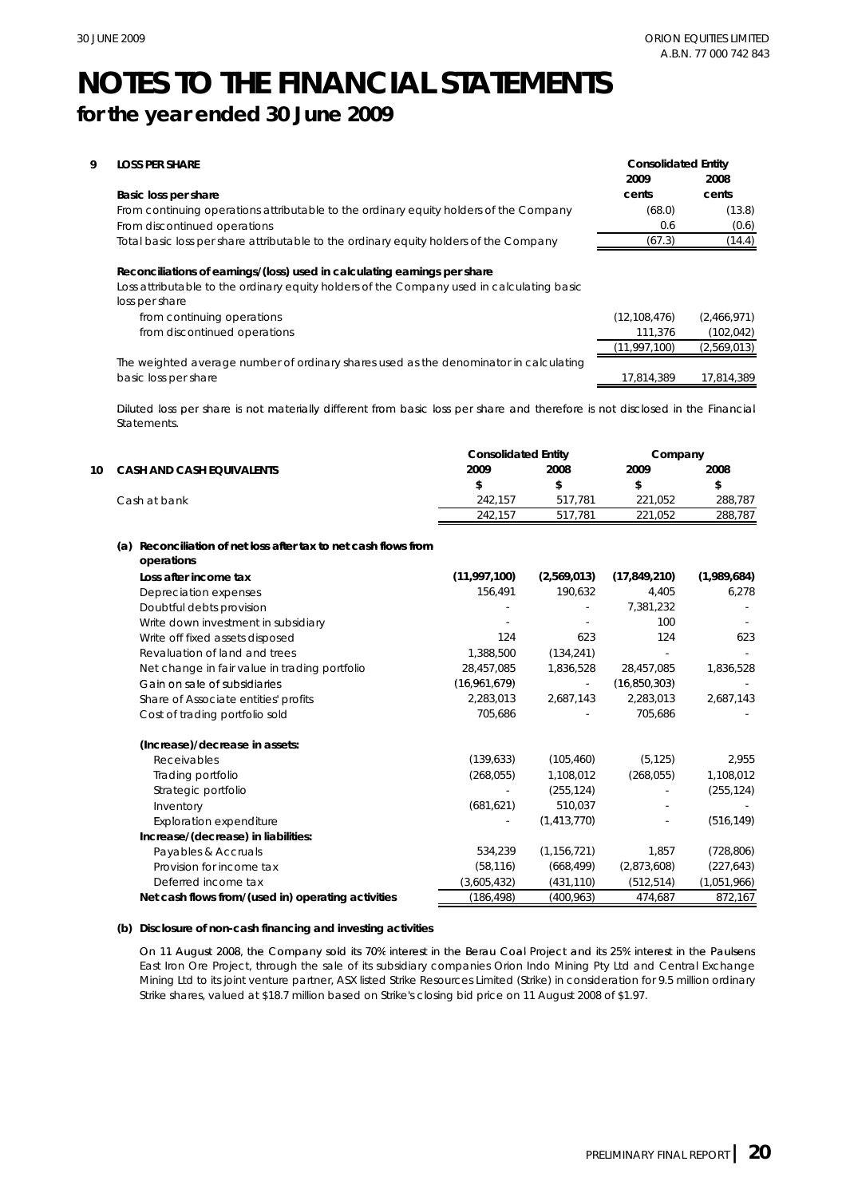# NOTES TO THE FINANCIAL STATEMENTS

## for the year ended 30 June 2009

### 9 LOSS PER SHARE

| | Consolidated Entity | |
|---|---|---|
| | 2009 | 2008 |
| **Basic loss per share** | cents | cents |
| From continuing operations attributable to the ordinary equity holders of the Company | (68.0) | (13.8) |
| From discontinued operations | 0.6 | (0.6) |
| Total basic loss per share attributable to the ordinary equity holders of the Company | (67.3) | (14.4) |
| | | |
| **Reconciliations of earnings/(loss) used in calculating earnings per share** | | |
| Loss attributable to the ordinary equity holders of the Company used in calculating basic loss per share | | |
| from continuing operations | (12,108,476) | (2,466,971) |
| from discontinued operations | 111,376 | (102,042) |
| | (11,997,100) | (2,569,013) |
| The weighted average number of ordinary shares used as the denominator in calculating basic loss per share | 17,814,389 | 17,814,389 |

Diluted loss per share is not materially different from basic loss per share and therefore is not disclosed in the Financial Statements.

### 10 CASH AND CASH EQUIVALENTS

| | Consolidated Entity | | Company | |
|---|---|---|---|---|
| | 2009 | 2008 | 2009 | 2008 |
| | $ | $ | $ | $ |
| Cash at bank | 242,157 | 517,781 | 221,052 | 288,787 |
| | 242,157 | 517,781 | 221,052 | 288,787 |

**(a) Reconciliation of net loss after tax to net cash flows from operations**

| | Consolidated Entity 2009 | Consolidated Entity 2008 | Company 2009 | Company 2008 |
|---|---|---|---|---|
| **Loss after income tax** | **(11,997,100)** | **(2,569,013)** | **(17,849,210)** | **(1,989,684)** |
| Depreciation expenses | 156,491 | 190,632 | 4,405 | 6,278 |
| Doubtful debts provision | - | - | 7,381,232 | - |
| Write down investment in subsidiary | - | - | 100 | - |
| Write off fixed assets disposed | 124 | 623 | 124 | 623 |
| Revaluation of land and trees | 1,388,500 | (134,241) | - | - |
| Net change in fair value in trading portfolio | 28,457,085 | 1,836,528 | 28,457,085 | 1,836,528 |
| Gain on sale of subsidiaries | (16,961,679) | - | (16,850,303) | - |
| Share of Associate entities' profits | 2,283,013 | 2,687,143 | 2,283,013 | 2,687,143 |
| Cost of trading portfolio sold | 705,686 | - | 705,686 | - |
| **(Increase)/decrease in assets:** | | | | |
| Receivables | (139,633) | (105,460) | (5,125) | 2,955 |
| Trading portfolio | (268,055) | 1,108,012 | (268,055) | 1,108,012 |
| Strategic portfolio | - | (255,124) | - | (255,124) |
| Inventory | (681,621) | 510,037 | - | - |
| Exploration expenditure | - | (1,413,770) | - | (516,149) |
| **Increase/(decrease) in liabilities:** | | | | |
| Payables & Accruals | 534,239 | (1,156,721) | 1,857 | (728,806) |
| Provision for income tax | (58,116) | (668,499) | (2,873,608) | (227,643) |
| Deferred income tax | (3,605,432) | (431,110) | (512,514) | (1,051,966) |
| **Net cash flows from/(used in) operating activities** | (186,498) | (400,963) | 474,687 | 872,167 |

**(b) Disclosure of non-cash financing and investing activities**

On 11 August 2008, the Company sold its 70% interest in the Berau Coal Project and its 25% interest in the Paulsens East Iron Ore Project, through the sale of its subsidiary companies Orion Indo Mining Pty Ltd and Central Exchange Mining Ltd to its joint venture partner, ASX listed Strike Resources Limited (Strike) in consideration for 9.5 million ordinary Strike shares, valued at $18.7 million based on Strike's closing bid price on 11 August 2008 of $1.97.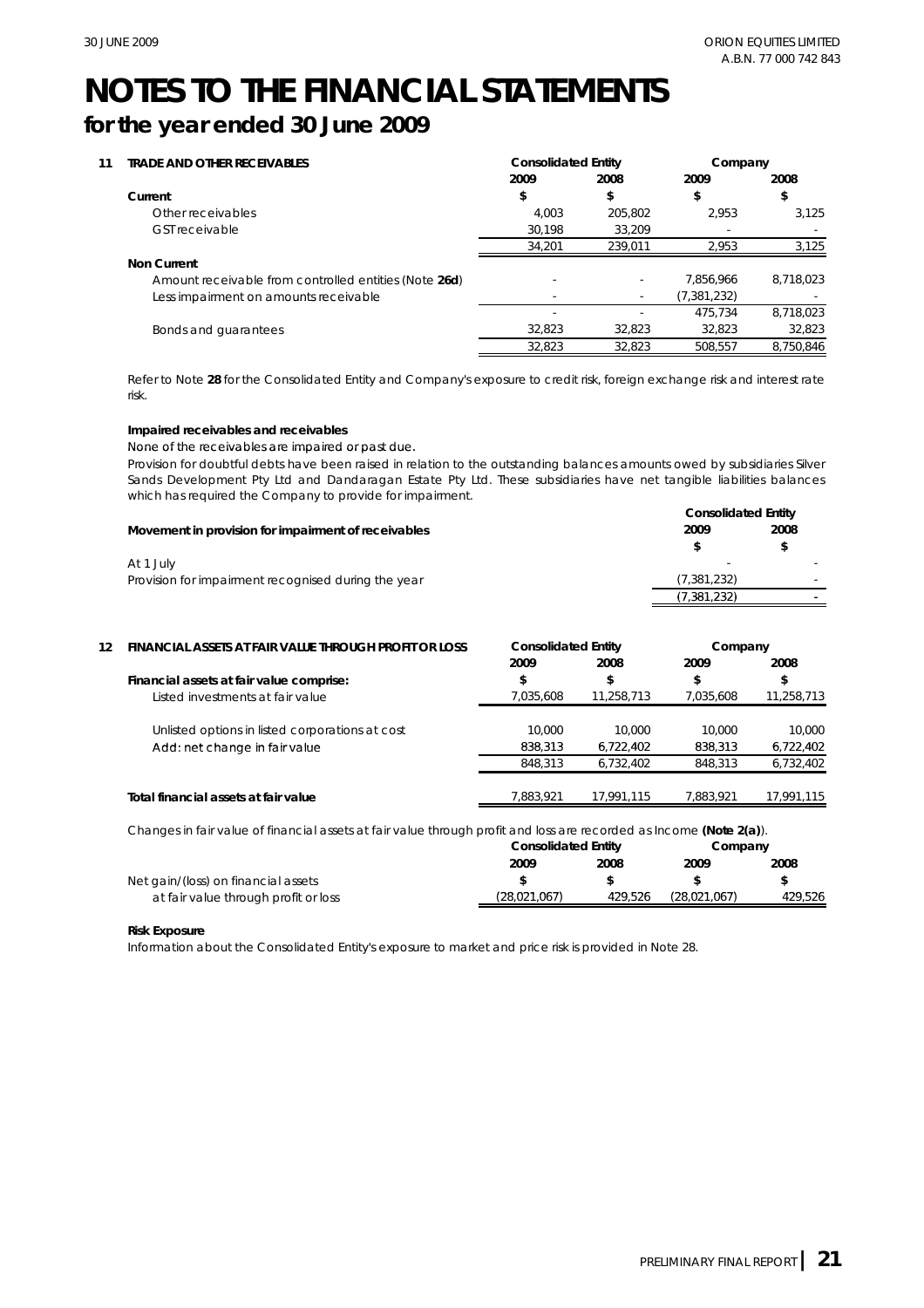# NOTES TO THE FINANCIAL STATEMENTS

## for the year ended 30 June 2009

| 11 TRADE AND OTHER RECEIVABLES | Consolidated Entity | | Company | |
|---|---|---|---|---|
| | 2009 | 2008 | 2009 | 2008 |
| **Current** | $ | $ | $ | $ |
| Other receivables | 4,003 | 205,802 | 2,953 | 3,125 |
| GST receivable | 30,198 | 33,209 | - | - |
| | 34,201 | 239,011 | 2,953 | 3,125 |
| **Non Current** | | | | |
| Amount receivable from controlled entities (Note **26d**) | - | - | 7,856,966 | 8,718,023 |
| Less impairment on amounts receivable | - | - | (7,381,232) | - |
| | - | - | 475,734 | 8,718,023 |
| Bonds and guarantees | 32,823 | 32,823 | 32,823 | 32,823 |
| | 32,823 | 32,823 | 508,557 | 8,750,846 |

Refer to Note **28** for the Consolidated Entity and Company's exposure to credit risk, foreign exchange risk and interest rate risk.

**Impaired receivables and receivables**

None of the receivables are impaired or past due.

Provision for doubtful debts have been raised in relation to the outstanding balances amounts owed by subsidiaries Silver Sands Development Pty Ltd and Dandaragan Estate Pty Ltd. These subsidiaries have net tangible liabilities balances which has required the Company to provide for impairment.

| **Movement in provision for impairment of receivables** | Consolidated Entity | |
|---|---|---|
| | 2009 | 2008 |
| | $ | $ |
| At 1 July | - | - |
| Provision for impairment recognised during the year | (7,381,232) | - |
| | (7,381,232) | - |

| 12 FINANCIAL ASSETS AT FAIR VALUE THROUGH PROFIT OR LOSS | Consolidated Entity | | Company | |
|---|---|---|---|---|
| | 2009 | 2008 | 2009 | 2008 |
| **Financial assets at fair value comprise:** | $ | $ | $ | $ |
| Listed investments at fair value | 7,035,608 | 11,258,713 | 7,035,608 | 11,258,713 |
| Unlisted options in listed corporations at cost | 10,000 | 10,000 | 10,000 | 10,000 |
| Add: net change in fair value | 838,313 | 6,722,402 | 838,313 | 6,722,402 |
| | 848,313 | 6,732,402 | 848,313 | 6,732,402 |
| **Total financial assets at fair value** | 7,883,921 | 17,991,115 | 7,883,921 | 17,991,115 |

Changes in fair value of financial assets at fair value through profit and loss are recorded as Income **(Note 2(a)**).

| | Consolidated Entity | | Company | |
|---|---|---|---|---|
| | 2009 | 2008 | 2009 | 2008 |
| Net gain/(loss) on financial assets | $ | $ | $ | $ |
| at fair value through profit or loss | (28,021,067) | 429,526 | (28,021,067) | 429,526 |

**Risk Exposure**

Information about the Consolidated Entity's exposure to market and price risk is provided in Note 28.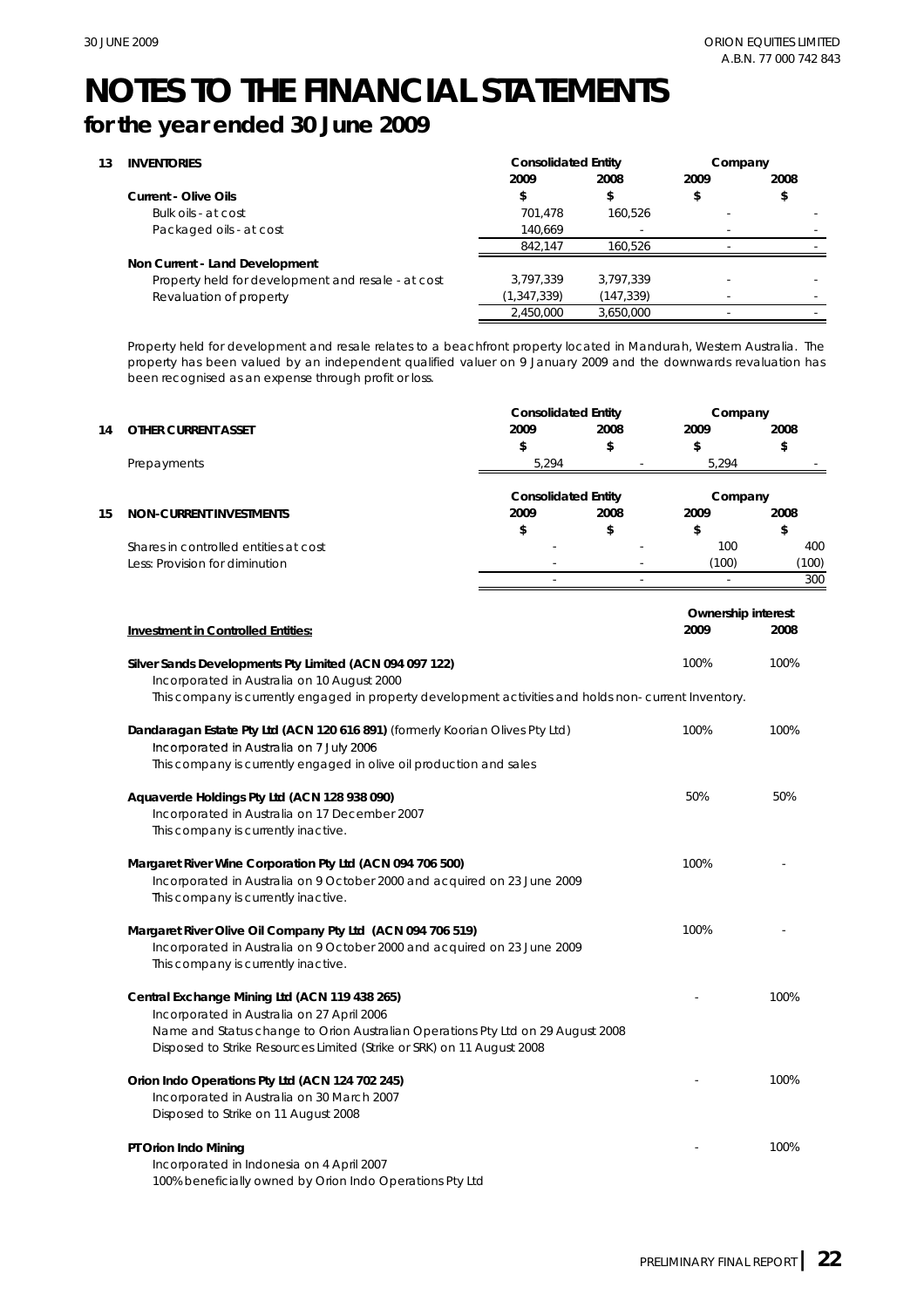# NOTES TO THE FINANCIAL STATEMENTS

## for the year ended 30 June 2009

**13 INVENTORIES**

| | Consolidated Entity | | Company | |
|---|---|---|---|---|
| | 2009 | 2008 | 2009 | 2008 |
| **Current - Olive Oils** | $ | $ | $ | $ |
| Bulk oils - at cost | 701,478 | 160,526 | - | - |
| Packaged oils - at cost | 140,669 | - | - | - |
| | 842,147 | 160,526 | - | - |
| **Non Current - Land Development** | | | | |
| Property held for development and resale - at cost | 3,797,339 | 3,797,339 | - | - |
| Revaluation of property | (1,347,339) | (147,339) | - | - |
| | 2,450,000 | 3,650,000 | - | - |

*Property held for development and resale relates to a beachfront property located in Mandurah, Western Australia. The property has been valued by an independent qualified valuer on 9 January 2009 and the downwards revaluation has been recognised as an expense through profit or loss.*

**14 OTHER CURRENT ASSET**

| | Consolidated Entity | | Company | |
|---|---|---|---|---|
| | 2009 | 2008 | 2009 | 2008 |
| | $ | $ | $ | $ |
| Prepayments | 5,294 | - | 5,294 | - |

**15 NON-CURRENT INVESTMENTS**

| | Consolidated Entity | | Company | |
|---|---|---|---|---|
| | 2009 | 2008 | 2009 | 2008 |
| | $ | $ | $ | $ |
| Shares in controlled entities at cost | - | - | 100 | 400 |
| Less: Provision for diminution | - | - | (100) | (100) |
| | - | - | - | 300 |

| Investment in Controlled Entities: | Ownership interest 2009 | Ownership interest 2008 |
|---|---|---|
| **Silver Sands Developments Pty Limited (ACN 094 097 122)**<br>*Incorporated in Australia on 10 August 2000*<br>*This company is currently engaged in property development activities and holds non- current Inventory.* | 100% | 100% |
| **Dandaragan Estate Pty Ltd (ACN 120 616 891)** *(formerly Koorian Olives Pty Ltd)*<br>*Incorporated in Australia on 7 July 2006*<br>*This company is currently engaged in olive oil production and sales* | 100% | 100% |
| **Aquaverde Holdings Pty Ltd (ACN 128 938 090)**<br>*Incorporated in Australia on 17 December 2007*<br>*This company is currently inactive.* | 50% | 50% |
| **Margaret River Wine Corporation Pty Ltd (ACN 094 706 500)**<br>*Incorporated in Australia on 9 October 2000 and acquired on 23 June 2009*<br>*This company is currently inactive.* | 100% | - |
| **Margaret River Olive Oil Company Pty Ltd (ACN 094 706 519)**<br>*Incorporated in Australia on 9 October 2000 and acquired on 23 June 2009*<br>*This company is currently inactive.* | 100% | - |
| **Central Exchange Mining Ltd (ACN 119 438 265)**<br>*Incorporated in Australia on 27 April 2006*<br>*Name and Status change to Orion Australian Operations Pty Ltd on 29 August 2008*<br>*Disposed to Strike Resources Limited (Strike or SRK) on 11 August 2008* | - | 100% |
| **Orion Indo Operations Pty Ltd (ACN 124 702 245)**<br>*Incorporated in Australia on 30 March 2007*<br>*Disposed to Strike on 11 August 2008* | - | 100% |
| **PT Orion Indo Mining**<br>*Incorporated in Indonesia on 4 April 2007*<br>*100% beneficially owned by Orion Indo Operations Pty Ltd* | - | 100% |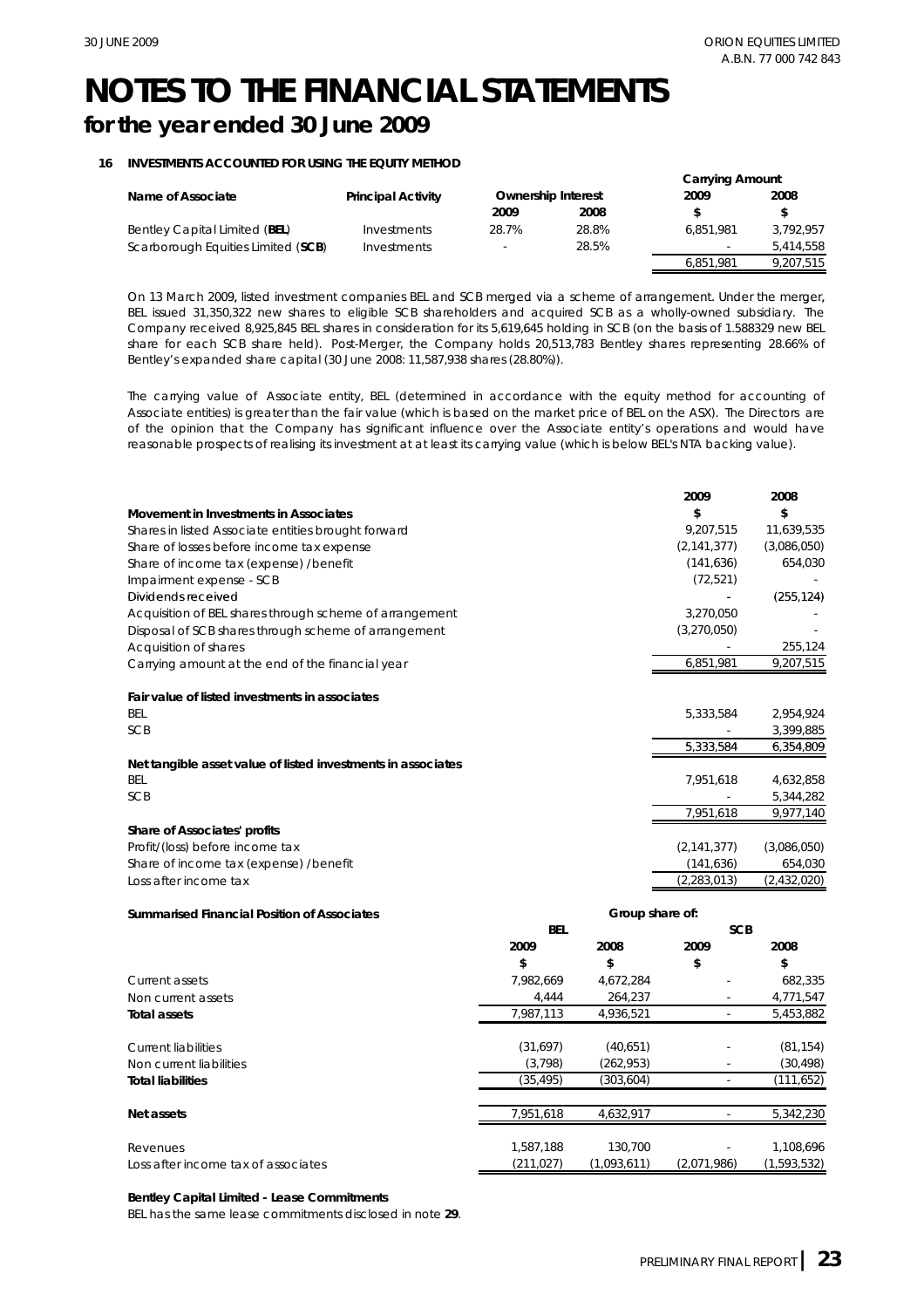# NOTES TO THE FINANCIAL STATEMENTS

## for the year ended 30 June 2009

### 16 INVESTMENTS ACCOUNTED FOR USING THE EQUITY METHOD

| Name of Associate | Principal Activity | Ownership Interest | | Carrying Amount | |
|---|---|---|---|---|---|
| | | 2009 | 2008 | 2009 | 2008 |
| | | | | $ | $ |
| Bentley Capital Limited (**BEL**) | Investments | 28.7% | 28.8% | 6,851,981 | 3,792,957 |
| Scarborough Equities Limited (**SCB**) | Investments | - | 28.5% | - | 5,414,558 |
| | | | | 6,851,981 | 9,207,515 |

On 13 March 2009, listed investment companies BEL and SCB merged via a scheme of arrangement. Under the merger, BEL issued 31,350,322 new shares to eligible SCB shareholders and acquired SCB as a wholly-owned subsidiary. The Company received 8,925,845 BEL shares in consideration for its 5,619,645 holding in SCB (on the basis of 1.588329 new BEL share for each SCB share held). Post-Merger, the Company holds 20,513,783 Bentley shares representing 28.66% of Bentley's expanded share capital (30 June 2008: 11,587,938 shares (28.80%)).

The carrying value of Associate entity, BEL (determined in accordance with the equity method for accounting of Associate entities) is greater than the fair value (which is based on the market price of BEL on the ASX). The Directors are of the opinion that the Company has significant influence over the Associate entity's operations and would have reasonable prospects of realising its investment at at least its carrying value (which is below BEL's NTA backing value).

| | 2009 | 2008 |
|---|---|---|
| **Movement in Investments in Associates** | $ | $ |
| Shares in listed Associate entities brought forward | 9,207,515 | 11,639,535 |
| Share of losses before income tax expense | (2,141,377) | (3,086,050) |
| Share of income tax (expense) / benefit | (141,636) | 654,030 |
| Impairment expense - SCB | (72,521) | - |
| Dividends received | - | (255,124) |
| Acquisition of BEL shares through scheme of arrangement | 3,270,050 | - |
| Disposal of SCB shares through scheme of arrangement | (3,270,050) | - |
| Acquisition of shares | - | 255,124 |
| Carrying amount at the end of the financial year | 6,851,981 | 9,207,515 |
| | | |
| **Fair value of listed investments in associates** | | |
| BEL | 5,333,584 | 2,954,924 |
| SCB | - | 3,399,885 |
| | 5,333,584 | 6,354,809 |
| **Net tangible asset value of listed investments in associates** | | |
| BEL | 7,951,618 | 4,632,858 |
| SCB | - | 5,344,282 |
| | 7,951,618 | 9,977,140 |
| **Share of Associates' profits** | | |
| Profit/(loss) before income tax | (2,141,377) | (3,086,050) |
| Share of income tax (expense) / benefit | (141,636) | 654,030 |
| Loss after income tax | (2,283,013) | (2,432,020) |

| **Summarised Financial Position of Associates** | Group share of: | | | |
|---|---|---|---|---|
| | BEL | | SCB | |
| | 2009 | 2008 | 2009 | 2008 |
| | $ | $ | $ | $ |
| Current assets | 7,982,669 | 4,672,284 | - | 682,335 |
| Non current assets | 4,444 | 264,237 | - | 4,771,547 |
| **Total assets** | 7,987,113 | 4,936,521 | - | 5,453,882 |
| | | | | |
| Current liabilities | (31,697) | (40,651) | - | (81,154) |
| Non current liabilities | (3,798) | (262,953) | - | (30,498) |
| **Total liabilities** | (35,495) | (303,604) | - | (111,652) |
| | | | | |
| **Net assets** | 7,951,618 | 4,632,917 | - | 5,342,230 |
| | | | | |
| Revenues | 1,587,188 | 130,700 | - | 1,108,696 |
| Loss after income tax of associates | (211,027) | (1,093,611) | (2,071,986) | (1,593,532) |

**Bentley Capital Limited - Lease Commitments**

BEL has the same lease commitments disclosed in note **29**.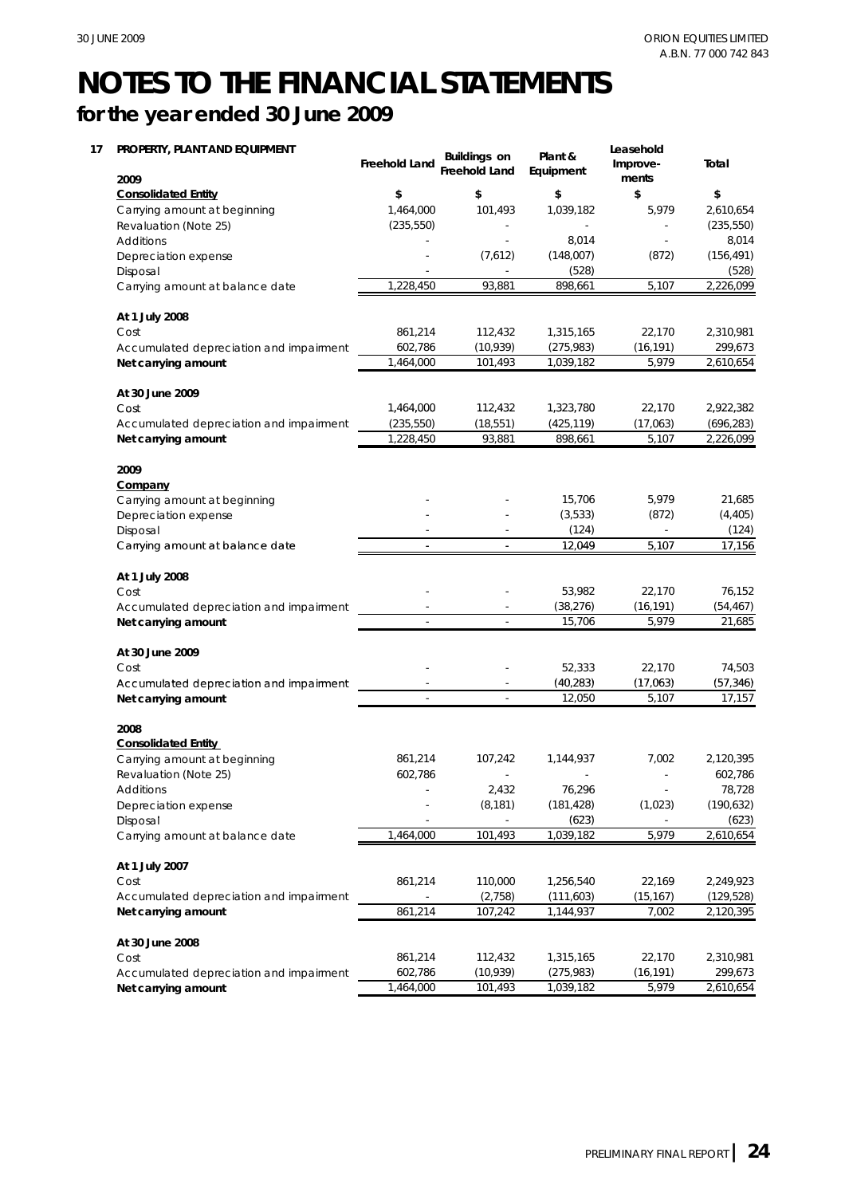# NOTES TO THE FINANCIAL STATEMENTS

## for the year ended 30 June 2009

**17 PROPERTY, PLANT AND EQUIPMENT**

| | Freehold Land | Buildings on Freehold Land | Plant & Equipment | Leasehold Improve-ments | Total |
|---|---|---|---|---|---|
| **2009** | | | | | |
| **Consolidated Entity** | **$** | **$** | **$** | **$** | **$** |
| Carrying amount at beginning | 1,464,000 | 101,493 | 1,039,182 | 5,979 | 2,610,654 |
| Revaluation (Note 25) | (235,550) | - | - | - | (235,550) |
| Additions | - | - | 8,014 | - | 8,014 |
| Depreciation expense | - | (7,612) | (148,007) | (872) | (156,491) |
| Disposal | - | - | (528) | | (528) |
| Carrying amount at balance date | 1,228,450 | 93,881 | 898,661 | 5,107 | 2,226,099 |
| | | | | | |
| **At 1 July 2008** | | | | | |
| Cost | 861,214 | 112,432 | 1,315,165 | 22,170 | 2,310,981 |
| Accumulated depreciation and impairment | 602,786 | (10,939) | (275,983) | (16,191) | 299,673 |
| **Net carrying amount** | 1,464,000 | 101,493 | 1,039,182 | 5,979 | 2,610,654 |
| | | | | | |
| **At 30 June 2009** | | | | | |
| Cost | 1,464,000 | 112,432 | 1,323,780 | 22,170 | 2,922,382 |
| Accumulated depreciation and impairment | (235,550) | (18,551) | (425,119) | (17,063) | (696,283) |
| **Net carrying amount** | 1,228,450 | 93,881 | 898,661 | 5,107 | 2,226,099 |
| | | | | | |
| **2009** | | | | | |
| **Company** | | | | | |
| Carrying amount at beginning | - | - | 15,706 | 5,979 | 21,685 |
| Depreciation expense | - | - | (3,533) | (872) | (4,405) |
| Disposal | - | - | (124) | - | (124) |
| Carrying amount at balance date | - | - | 12,049 | 5,107 | 17,156 |
| | | | | | |
| **At 1 July 2008** | | | | | |
| Cost | - | - | 53,982 | 22,170 | 76,152 |
| Accumulated depreciation and impairment | - | - | (38,276) | (16,191) | (54,467) |
| **Net carrying amount** | - | - | 15,706 | 5,979 | 21,685 |
| | | | | | |
| **At 30 June 2009** | | | | | |
| Cost | - | - | 52,333 | 22,170 | 74,503 |
| Accumulated depreciation and impairment | - | - | (40,283) | (17,063) | (57,346) |
| **Net carrying amount** | - | - | 12,050 | 5,107 | 17,157 |
| | | | | | |
| **2008** | | | | | |
| **Consolidated Entity** | | | | | |
| Carrying amount at beginning | 861,214 | 107,242 | 1,144,937 | 7,002 | 2,120,395 |
| Revaluation (Note 25) | 602,786 | - | - | - | 602,786 |
| Additions | - | 2,432 | 76,296 | - | 78,728 |
| Depreciation expense | - | (8,181) | (181,428) | (1,023) | (190,632) |
| Disposal | - | - | (623) | - | (623) |
| Carrying amount at balance date | 1,464,000 | 101,493 | 1,039,182 | 5,979 | 2,610,654 |
| | | | | | |
| **At 1 July 2007** | | | | | |
| Cost | 861,214 | 110,000 | 1,256,540 | 22,169 | 2,249,923 |
| Accumulated depreciation and impairment | - | (2,758) | (111,603) | (15,167) | (129,528) |
| **Net carrying amount** | 861,214 | 107,242 | 1,144,937 | 7,002 | 2,120,395 |
| | | | | | |
| **At 30 June 2008** | | | | | |
| Cost | 861,214 | 112,432 | 1,315,165 | 22,170 | 2,310,981 |
| Accumulated depreciation and impairment | 602,786 | (10,939) | (275,983) | (16,191) | 299,673 |
| **Net carrying amount** | 1,464,000 | 101,493 | 1,039,182 | 5,979 | 2,610,654 |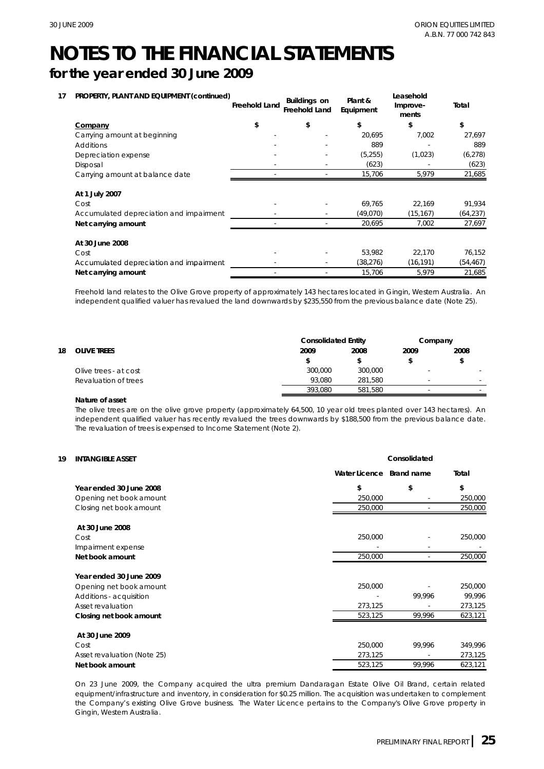# NOTES TO THE FINANCIAL STATEMENTS

## for the year ended 30 June 2009

### 17 PROPERTY, PLANT AND EQUIPMENT (continued)

| | Freehold Land | Buildings on Freehold Land | Plant & Equipment | Leasehold Improve-ments | Total |
|---|---|---|---|---|---|
| **Company** | $ | $ | $ | $ | $ |
| Carrying amount at beginning | - | - | 20,695 | 7,002 | 27,697 |
| Additions | - | - | 889 | - | 889 |
| Depreciation expense | - | - | (5,255) | (1,023) | (6,278) |
| Disposal | - | - | (623) | - | (623) |
| Carrying amount at balance date | - | - | 15,706 | 5,979 | 21,685 |
| **At 1 July 2007** | | | | | |
| Cost | - | - | 69,765 | 22,169 | 91,934 |
| Accumulated depreciation and impairment | - | - | (49,070) | (15,167) | (64,237) |
| **Net carrying amount** | - | - | 20,695 | 7,002 | 27,697 |
| **At 30 June 2008** | | | | | |
| Cost | - | - | 53,982 | 22,170 | 76,152 |
| Accumulated depreciation and impairment | - | - | (38,276) | (16,191) | (54,467) |
| **Net carrying amount** | - | - | 15,706 | 5,979 | 21,685 |

*Freehold land relates to the Olive Grove property of approximately 143 hectares located in Gingin, Western Australia. An independent qualified valuer has revalued the land downwards by $235,550 from the previous balance date (Note 25).*

### 18 OLIVE TREES

| | Consolidated Entity | | Company | |
|---|---|---|---|---|
| | 2009 | 2008 | 2009 | 2008 |
| | $ | $ | $ | $ |
| Olive trees - at cost | 300,000 | 300,000 | - | - |
| Revaluation of trees | 93,080 | 281,580 | - | - |
| | 393,080 | 581,580 | - | - |

**Nature of asset**

*The olive trees are on the olive grove property (approximately 64,500, 10 year old trees planted over 143 hectares). An independent qualified valuer has recently revalued the trees downwards by $188,500 from the previous balance date. The revaluation of trees is expensed to Income Statement (Note 2).*

### 19 INTANGIBLE ASSET

| | Consolidated | | |
|---|---|---|---|
| | Water Licence | Brand name | Total |
| **Year ended 30 June 2008** | $ | $ | $ |
| Opening net book amount | 250,000 | - | 250,000 |
| Closing net book amount | 250,000 | - | 250,000 |
| **At 30 June 2008** | | | |
| Cost | 250,000 | - | 250,000 |
| Impairment expense | - | - | - |
| **Net book amount** | 250,000 | - | 250,000 |
| **Year ended 30 June 2009** | | | |
| Opening net book amount | 250,000 | - | 250,000 |
| Additions - acquisition | - | 99,996 | 99,996 |
| Asset revaluation | 273,125 | - | 273,125 |
| **Closing net book amount** | 523,125 | 99,996 | 623,121 |
| **At 30 June 2009** | | | |
| Cost | 250,000 | 99,996 | 349,996 |
| Asset revaluation (Note 25) | 273,125 | - | 273,125 |
| **Net book amount** | 523,125 | 99,996 | 623,121 |

On 23 June 2009, the Company acquired the ultra premium Dandaragan Estate Olive Oil Brand, certain related equipment/infrastructure and inventory, in consideration for $0.25 million. The acquisition was undertaken to complement the Company's existing Olive Grove business. The Water Licence pertains to the Company's Olive Grove property in Gingin, Western Australia.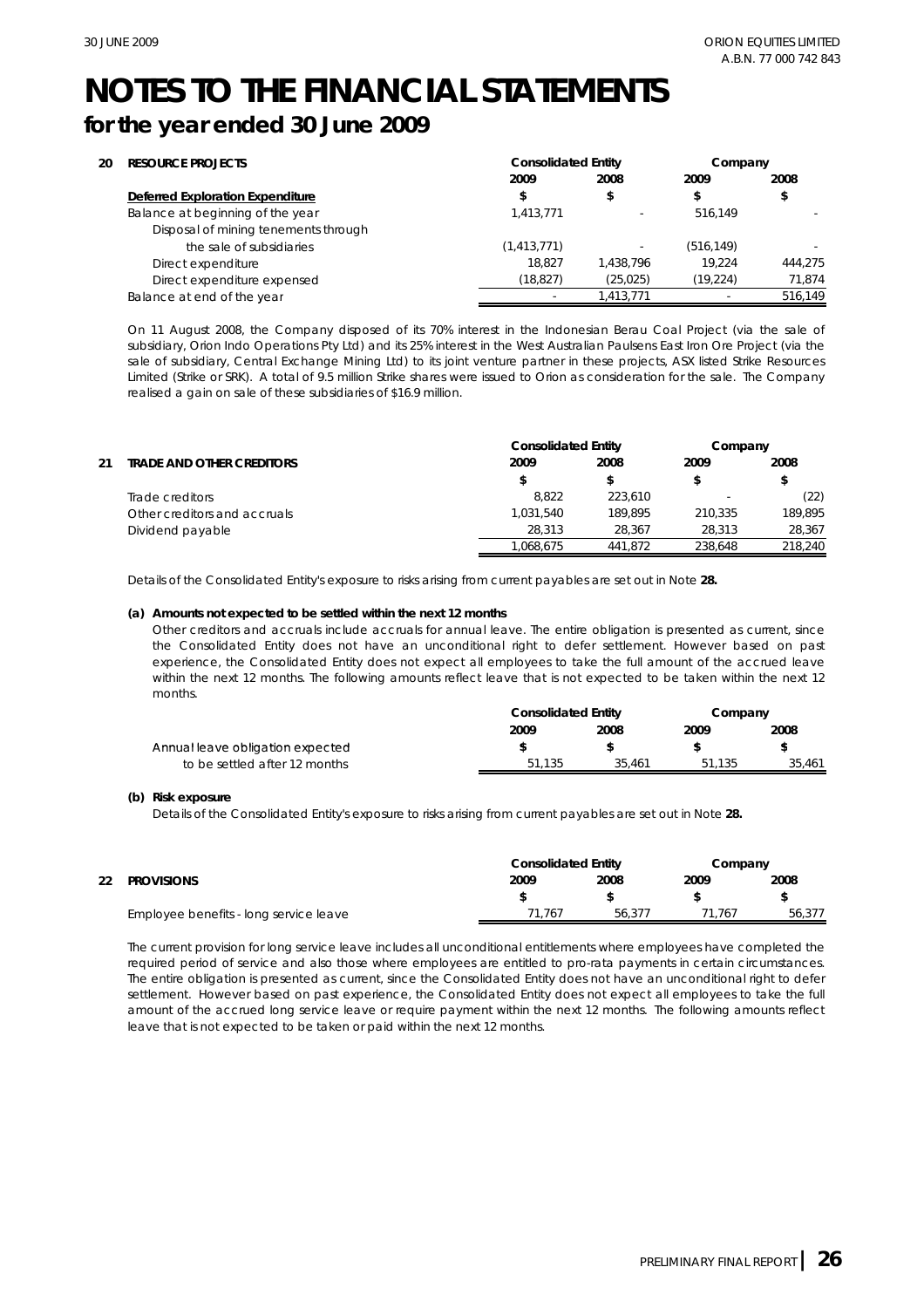# NOTES TO THE FINANCIAL STATEMENTS

## for the year ended 30 June 2009

**20 RESOURCE PROJECTS**

| | Consolidated Entity | | Company | |
|---|---|---|---|---|
| | 2009 | 2008 | 2009 | 2008 |
| **Deferred Exploration Expenditure** | $ | $ | $ | $ |
| Balance at beginning of the year | 1,413,771 | - | 516,149 | - |
| Disposal of mining tenements through the sale of subsidiaries | (1,413,771) | - | (516,149) | - |
| Direct expenditure | 18,827 | 1,438,796 | 19,224 | 444,275 |
| Direct expenditure expensed | (18,827) | (25,025) | (19,224) | 71,874 |
| Balance at end of the year | - | 1,413,771 | - | 516,149 |

On 11 August 2008, the Company disposed of its 70% interest in the Indonesian Berau Coal Project (via the sale of subsidiary, Orion Indo Operations Pty Ltd) and its 25% interest in the West Australian Paulsens East Iron Ore Project (via the sale of subsidiary, Central Exchange Mining Ltd) to its joint venture partner in these projects, ASX listed Strike Resources Limited (Strike or SRK). A total of 9.5 million Strike shares were issued to Orion as consideration for the sale. The Company realised a gain on sale of these subsidiaries of $16.9 million.

**21 TRADE AND OTHER CREDITORS**

| | Consolidated Entity | | Company | |
|---|---|---|---|---|
| | 2009 | 2008 | 2009 | 2008 |
| | $ | $ | $ | $ |
| Trade creditors | 8,822 | 223,610 | - | (22) |
| Other creditors and accruals | 1,031,540 | 189,895 | 210,335 | 189,895 |
| Dividend payable | 28,313 | 28,367 | 28,313 | 28,367 |
| | 1,068,675 | 441,872 | 238,648 | 218,240 |

Details of the Consolidated Entity's exposure to risks arising from current payables are set out in Note **28.**

**(a) Amounts not expected to be settled within the next 12 months**

Other creditors and accruals include accruals for annual leave. The entire obligation is presented as current, since the Consolidated Entity does not have an unconditional right to defer settlement. However based on past experience, the Consolidated Entity does not expect all employees to take the full amount of the accrued leave within the next 12 months. The following amounts reflect leave that is not expected to be taken within the next 12 months.

| | Consolidated Entity | | Company | |
|---|---|---|---|---|
| | 2009 | 2008 | 2009 | 2008 |
| Annual leave obligation expected | $ | $ | $ | $ |
| to be settled after 12 months | 51,135 | 35,461 | 51,135 | 35,461 |

**(b) Risk exposure**

Details of the Consolidated Entity's exposure to risks arising from current payables are set out in Note **28.**

**22 PROVISIONS**

| | Consolidated Entity | | Company | |
|---|---|---|---|---|
| | 2009 | 2008 | 2009 | 2008 |
| | $ | $ | $ | $ |
| Employee benefits - long service leave | 71,767 | 56,377 | 71,767 | 56,377 |

The current provision for long service leave includes all unconditional entitlements where employees have completed the required period of service and also those where employees are entitled to pro-rata payments in certain circumstances. The entire obligation is presented as current, since the Consolidated Entity does not have an unconditional right to defer settlement. However based on past experience, the Consolidated Entity does not expect all employees to take the full amount of the accrued long service leave or require payment within the next 12 months. The following amounts reflect leave that is not expected to be taken or paid within the next 12 months.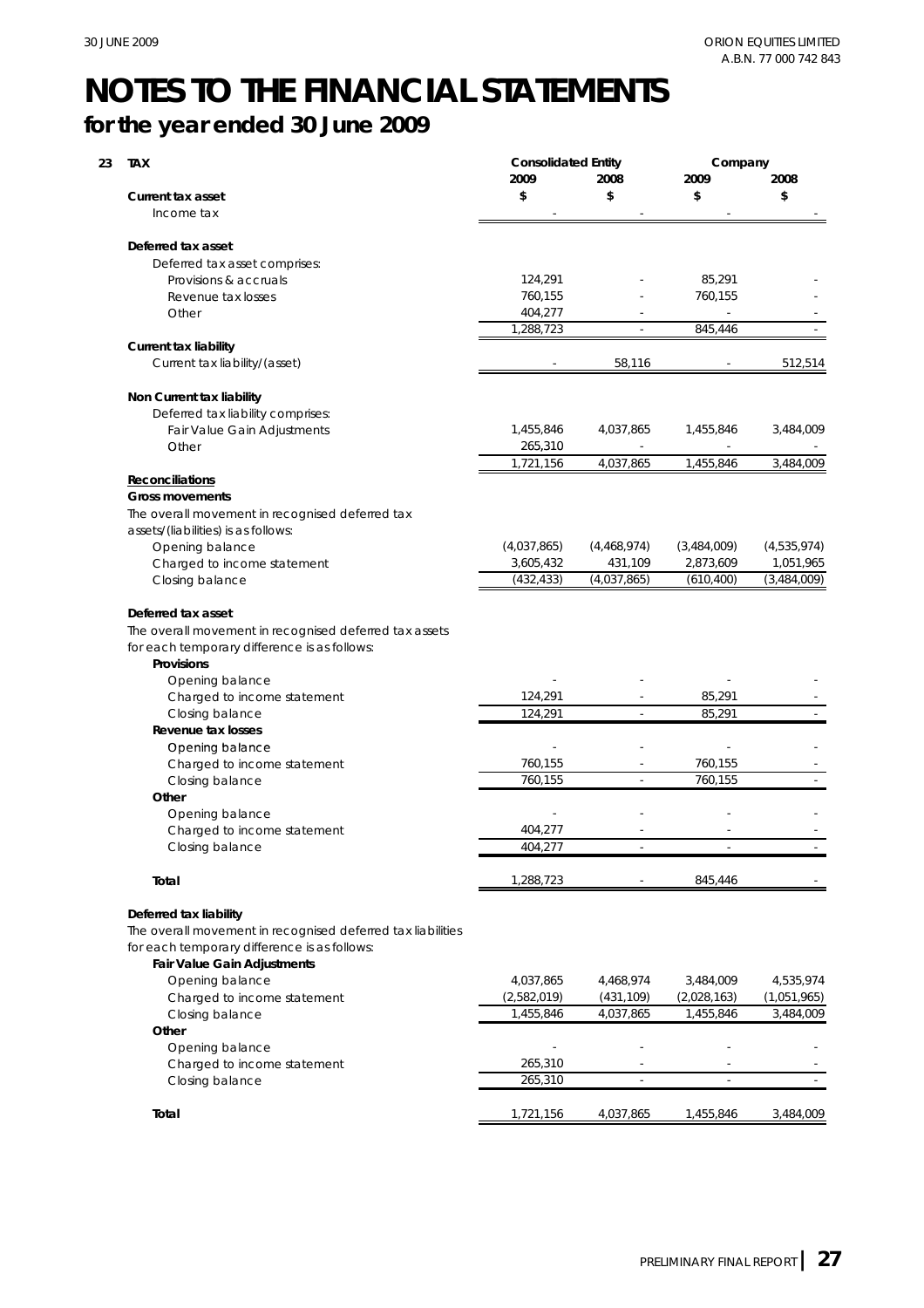# NOTES TO THE FINANCIAL STATEMENTS

## for the year ended 30 June 2009

| 23 TAX | Consolidated Entity 2009 | Consolidated Entity 2008 | Company 2009 | Company 2008 |
|---|---|---|---|---|
| | $ | $ | $ | $ |
| **Current tax asset** | | | | |
| Income tax | - | - | - | - |
| | | | | |
| **Deferred tax asset** | | | | |
| Deferred tax asset comprises: | | | | |
| Provisions & accruals | 124,291 | - | 85,291 | - |
| Revenue tax losses | 760,155 | - | 760,155 | - |
| Other | 404,277 | - | - | - |
| | 1,288,723 | - | 845,446 | - |
| **Current tax liability** | | | | |
| Current tax liability/(asset) | - | 58,116 | - | 512,514 |
| | | | | |
| **Non Current tax liability** | | | | |
| Deferred tax liability comprises: | | | | |
| Fair Value Gain Adjustments | 1,455,846 | 4,037,865 | 1,455,846 | 3,484,009 |
| Other | 265,310 | - | - | - |
| | 1,721,156 | 4,037,865 | 1,455,846 | 3,484,009 |
| **Reconciliations** | | | | |
| **Gross movements** | | | | |
| The overall movement in recognised deferred tax assets/(liabilities) is as follows: | | | | |
| Opening balance | (4,037,865) | (4,468,974) | (3,484,009) | (4,535,974) |
| Charged to income statement | 3,605,432 | 431,109 | 2,873,609 | 1,051,965 |
| Closing balance | (432,433) | (4,037,865) | (610,400) | (3,484,009) |
| | | | | |
| **Deferred tax asset** | | | | |
| The overall movement in recognised deferred tax assets for each temporary difference is as follows: | | | | |
| **Provisions** | | | | |
| Opening balance | - | - | - | - |
| Charged to income statement | 124,291 | - | 85,291 | - |
| Closing balance | 124,291 | - | 85,291 | - |
| **Revenue tax losses** | | | | |
| Opening balance | - | - | - | - |
| Charged to income statement | 760,155 | - | 760,155 | - |
| Closing balance | 760,155 | - | 760,155 | - |
| **Other** | | | | |
| Opening balance | - | - | - | - |
| Charged to income statement | 404,277 | - | - | - |
| Closing balance | 404,277 | - | - | - |
| | | | | |
| **Total** | 1,288,723 | - | 845,446 | - |
| | | | | |
| **Deferred tax liability** | | | | |
| The overall movement in recognised deferred tax liabilities for each temporary difference is as follows: | | | | |
| **Fair Value Gain Adjustments** | | | | |
| Opening balance | 4,037,865 | 4,468,974 | 3,484,009 | 4,535,974 |
| Charged to income statement | (2,582,019) | (431,109) | (2,028,163) | (1,051,965) |
| Closing balance | 1,455,846 | 4,037,865 | 1,455,846 | 3,484,009 |
| **Other** | | | | |
| Opening balance | - | - | - | - |
| Charged to income statement | 265,310 | - | - | - |
| Closing balance | 265,310 | - | - | - |
| | | | | |
| **Total** | 1,721,156 | 4,037,865 | 1,455,846 | 3,484,009 |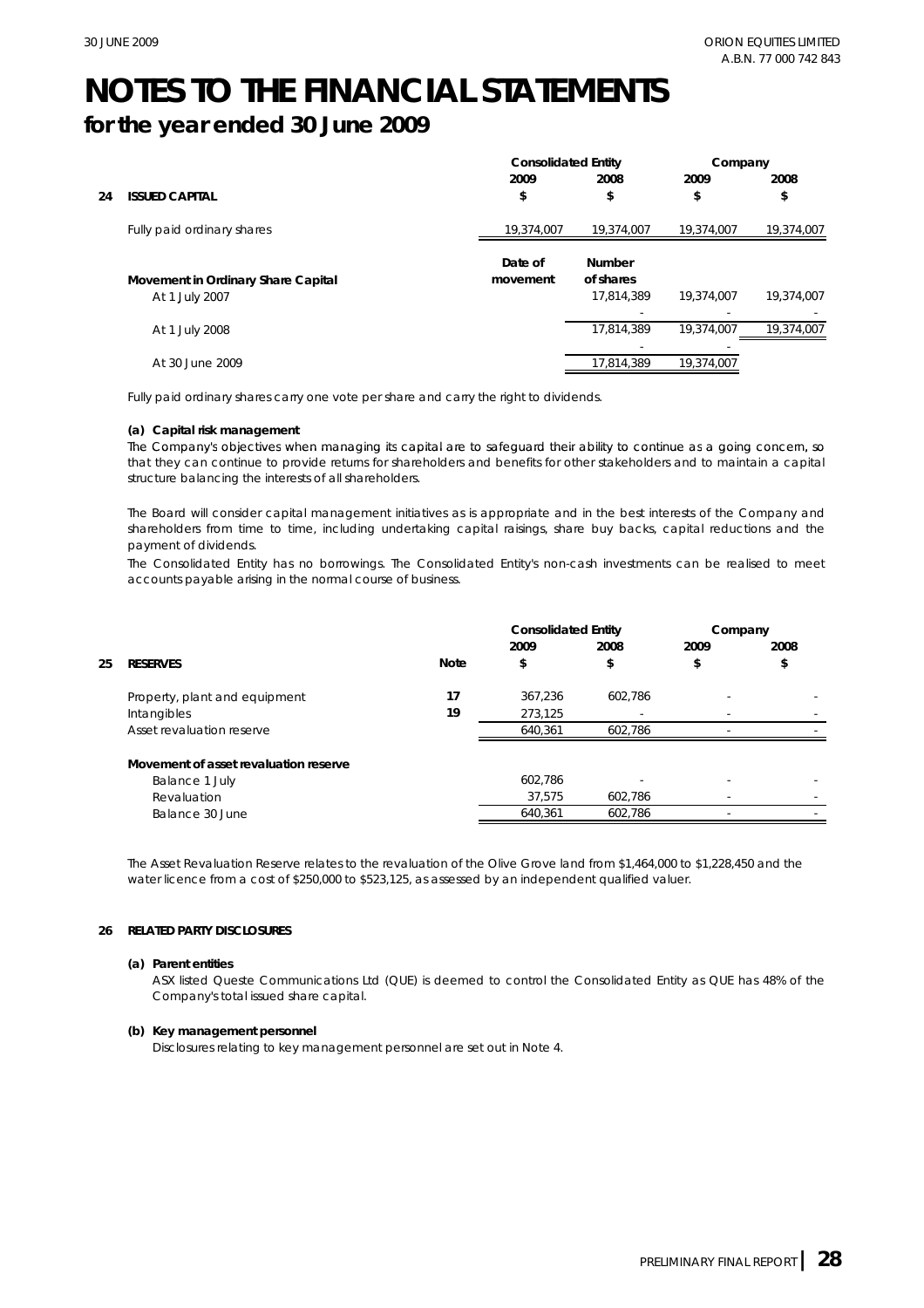# NOTES TO THE FINANCIAL STATEMENTS

## for the year ended 30 June 2009

| | | Consolidated Entity | | Company | |
|---|---|---|---|---|---|
| | | 2009 | 2008 | 2009 | 2008 |
| **24** | **ISSUED CAPITAL** | $ | $ | $ | $ |
| | Fully paid ordinary shares | 19,374,007 | 19,374,007 | 19,374,007 | 19,374,007 |

| | Date of movement | Number of shares | | |
|---|---|---|---|---|
| **Movement in Ordinary Share Capital** | | | | |
| At 1 July 2007 | | 17,814,389 | 19,374,007 | 19,374,007 |
| | | - | - | - |
| At 1 July 2008 | | 17,814,389 | 19,374,007 | 19,374,007 |
| | | - | - | |
| At 30 June 2009 | | 17,814,389 | 19,374,007 | |

*Fully paid ordinary shares carry one vote per share and carry the right to dividends.*

**(a) Capital risk management**

*The Company's objectives when managing its capital are to safeguard their ability to continue as a going concern, so that they can continue to provide returns for shareholders and benefits for other stakeholders and to maintain a capital structure balancing the interests of all shareholders.*

*The Board will consider capital management initiatives as is appropriate and in the best interests of the Company and shareholders from time to time, including undertaking capital raisings, share buy backs, capital reductions and the payment of dividends.*

*The Consolidated Entity has no borrowings. The Consolidated Entity's non-cash investments can be realised to meet accounts payable arising in the normal course of business.*

| | | | Consolidated Entity | | Company | |
|---|---|---|---|---|---|---|
| | | | 2009 | 2008 | 2009 | 2008 |
| **25** | **RESERVES** | **Note** | $ | $ | $ | $ |
| | Property, plant and equipment | 17 | 367,236 | 602,786 | - | - |
| | Intangibles | 19 | 273,125 | - | - | - |
| | Asset revaluation reserve | | 640,361 | 602,786 | - | - |
| | **Movement of asset revaluation reserve** | | | | | |
| | Balance 1 July | | 602,786 | - | - | - |
| | Revaluation | | 37,575 | 602,786 | - | - |
| | Balance 30 June | | 640,361 | 602,786 | - | - |

*The Asset Revaluation Reserve relates to the revaluation of the Olive Grove land from $1,464,000 to $1,228,450 and the water licence from a cost of $250,000 to $523,125, as assessed by an independent qualified valuer.*

**26 RELATED PARTY DISCLOSURES**

**(a) Parent entities**

ASX listed Queste Communications Ltd (QUE) is deemed to control the Consolidated Entity as QUE has 48% of the Company's total issued share capital.

**(b) Key management personnel**

Disclosures relating to key management personnel are set out in Note 4.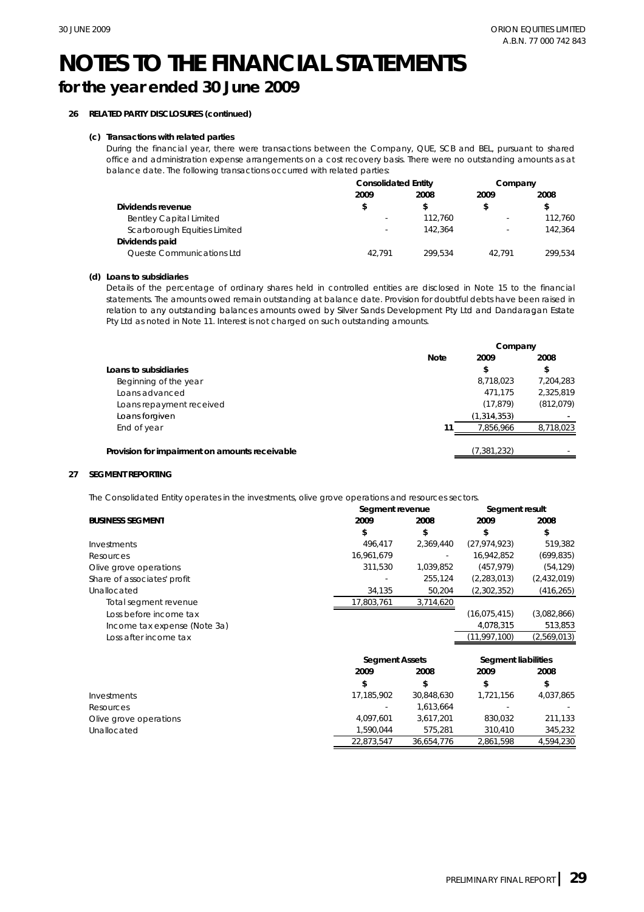# NOTES TO THE FINANCIAL STATEMENTS

## for the year ended 30 June 2009

**26 RELATED PARTY DISCLOSURES (continued)**

**(c) Transactions with related parties**

During the financial year, there were transactions between the Company, QUE, SCB and BEL, pursuant to shared office and administration expense arrangements on a cost recovery basis. There were no outstanding amounts as at balance date. The following transactions occurred with related parties:

| | Consolidated Entity | | Company | |
|---|---|---|---|---|
| | 2009 | 2008 | 2009 | 2008 |
| **Dividends revenue** | $ | $ | $ | $ |
| Bentley Capital Limited | - | 112,760 | - | 112,760 |
| Scarborough Equities Limited | - | 142,364 | - | 142,364 |
| **Dividends paid** | | | | |
| Queste Communications Ltd | 42,791 | 299,534 | 42,791 | 299,534 |

**(d) Loans to subsidiaries**

Details of the percentage of ordinary shares held in controlled entities are disclosed in Note 15 to the financial statements. The amounts owed remain outstanding at balance date. Provision for doubtful debts have been raised in relation to any outstanding balances amounts owed by Silver Sands Development Pty Ltd and Dandaragan Estate Pty Ltd as noted in Note 11. Interest is not charged on such outstanding amounts.

| | Note | Company | |
|---|---|---|---|
| | | 2009 | 2008 |
| **Loans to subsidiaries** | | $ | $ |
| Beginning of the year | | 8,718,023 | 7,204,283 |
| Loans advanced | | 471,175 | 2,325,819 |
| Loans repayment received | | (17,879) | (812,079) |
| Loans forgiven | | (1,314,353) | - |
| End of year | 11 | 7,856,966 | 8,718,023 |
| | | | |
| **Provision for impairment on amounts receivable** | | (7,381,232) | - |

**27 SEGMENT REPORTING**

The Consolidated Entity operates in the investments, olive grove operations and resources sectors.

| | Segment revenue | | Segment result | |
|---|---|---|---|---|
| **BUSINESS SEGMENT** | 2009 | 2008 | 2009 | 2008 |
| | $ | $ | $ | $ |
| Investments | 496,417 | 2,369,440 | (27,974,923) | 519,382 |
| Resources | 16,961,679 | - | 16,942,852 | (699,835) |
| Olive grove operations | 311,530 | 1,039,852 | (457,979) | (54,129) |
| Share of associates' profit | - | 255,124 | (2,283,013) | (2,432,019) |
| Unallocated | 34,135 | 50,204 | (2,302,352) | (416,265) |
| Total segment revenue | 17,803,761 | 3,714,620 | | |
| Loss before income tax | | | (16,075,415) | (3,082,866) |
| Income tax expense (Note 3a) | | | 4,078,315 | 513,853 |
| Loss after income tax | | | (11,997,100) | (2,569,013) |

| | Segment Assets | | Segment liabilities | |
|---|---|---|---|---|
| | 2009 | 2008 | 2009 | 2008 |
| | $ | $ | $ | $ |
| Investments | 17,185,902 | 30,848,630 | 1,721,156 | 4,037,865 |
| Resources | - | 1,613,664 | - | - |
| Olive grove operations | 4,097,601 | 3,617,201 | 830,032 | 211,133 |
| Unallocated | 1,590,044 | 575,281 | 310,410 | 345,232 |
| | 22,873,547 | 36,654,776 | 2,861,598 | 4,594,230 |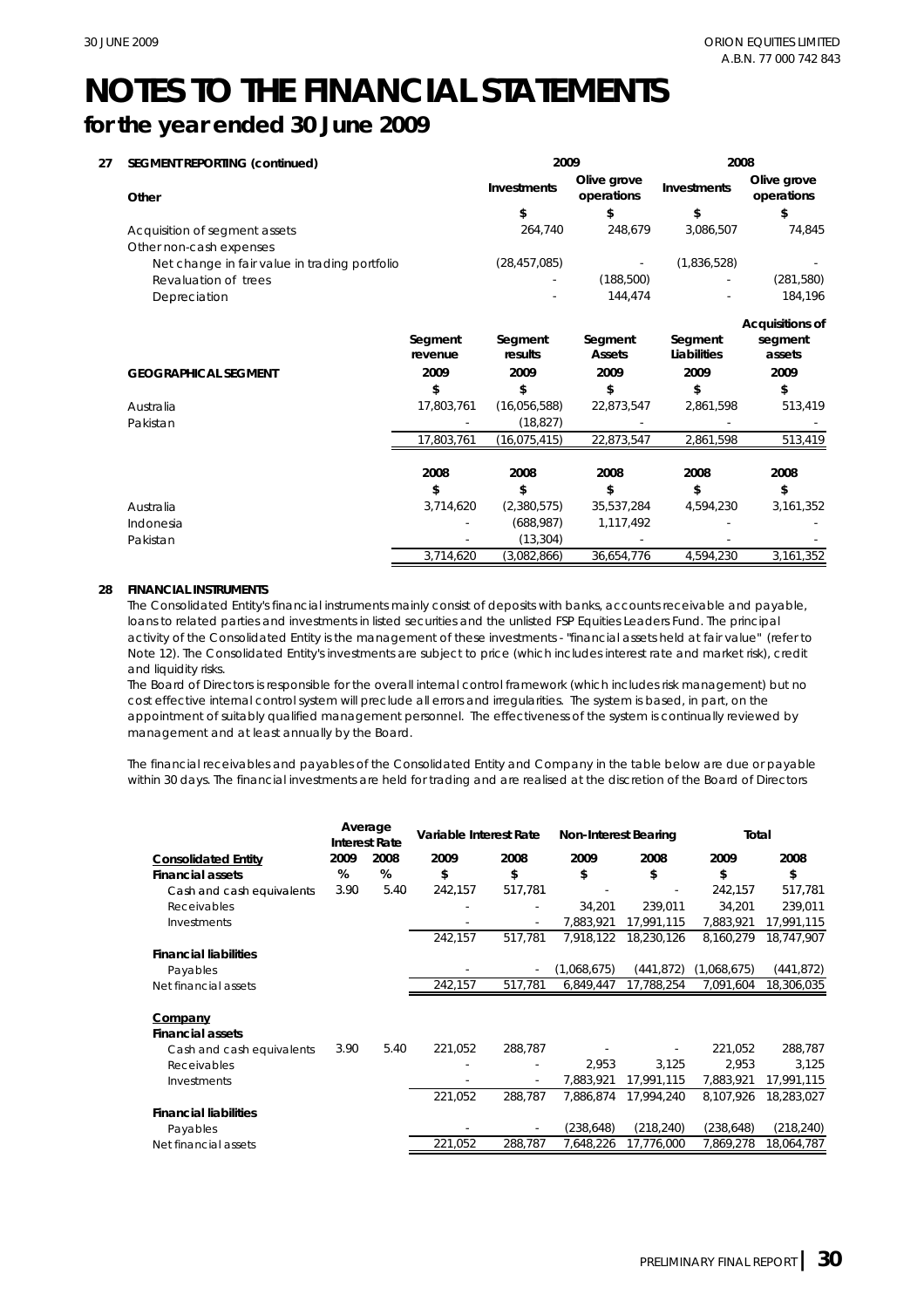# NOTES TO THE FINANCIAL STATEMENTS

## for the year ended 30 June 2009

**27 SEGMENT REPORTING (continued)**

| Other | 2009 Investments | 2009 Olive grove operations | 2008 Investments | 2008 Olive grove operations |
|---|---|---|---|---|
| | $ | $ | $ | $ |
| Acquisition of segment assets | 264,740 | 248,679 | 3,086,507 | 74,845 |
| Other non-cash expenses | | | | |
| Net change in fair value in trading portfolio | (28,457,085) | - | (1,836,528) | - |
| Revaluation of trees | - | (188,500) | - | (281,580) |
| Depreciation | - | 144,474 | - | 184,196 |

| GEOGRAPHICAL SEGMENT | Segment revenue | Segment results | Segment Assets | Segment Liabilities | Acquisitions of segment assets |
|---|---|---|---|---|---|
| | 2009 | 2009 | 2009 | 2009 | 2009 |
| | $ | $ | $ | $ | $ |
| Australia | 17,803,761 | (16,056,588) | 22,873,547 | 2,861,598 | 513,419 |
| Pakistan | - | (18,827) | - | - | - |
| | 17,803,761 | (16,075,415) | 22,873,547 | 2,861,598 | 513,419 |
| | 2008 | 2008 | 2008 | 2008 | 2008 |
| | $ | $ | $ | $ | $ |
| Australia | 3,714,620 | (2,380,575) | 35,537,284 | 4,594,230 | 3,161,352 |
| Indonesia | - | (688,987) | 1,117,492 | - | - |
| Pakistan | - | (13,304) | - | - | - |
| | 3,714,620 | (3,082,866) | 36,654,776 | 4,594,230 | 3,161,352 |

**28 FINANCIAL INSTRUMENTS**

The Consolidated Entity's financial instruments mainly consist of deposits with banks, accounts receivable and payable, loans to related parties and investments in listed securities and the unlisted FSP Equities Leaders Fund. The principal activity of the Consolidated Entity is the management of these investments - "financial assets held at fair value" (refer to Note 12). The Consolidated Entity's investments are subject to price (which includes interest rate and market risk), credit and liquidity risks.

The Board of Directors is responsible for the overall internal control framework (which includes risk management) but no cost effective internal control system will preclude all errors and irregularities. The system is based, in part, on the appointment of suitably qualified management personnel. The effectiveness of the system is continually reviewed by management and at least annually by the Board.

The financial receivables and payables of the Consolidated Entity and Company in the table below are due or payable within 30 days. The financial investments are held for trading and are realised at the discretion of the Board of Directors

| | Average Interest Rate | | Variable Interest Rate | | Non-Interest Bearing | | Total | |
|---|---|---|---|---|---|---|---|---|
| **Consolidated Entity** | 2009 | 2008 | 2009 | 2008 | 2009 | 2008 | 2009 | 2008 |
| **Financial assets** | % | % | $ | $ | $ | $ | $ | $ |
| Cash and cash equivalents | 3.90 | 5.40 | 242,157 | 517,781 | - | - | 242,157 | 517,781 |
| Receivables | | | - | - | 34,201 | 239,011 | 34,201 | 239,011 |
| Investments | | | - | - | 7,883,921 | 17,991,115 | 7,883,921 | 17,991,115 |
| | | | 242,157 | 517,781 | 7,918,122 | 18,230,126 | 8,160,279 | 18,747,907 |
| **Financial liabilities** | | | | | | | | |
| Payables | | | - | - | (1,068,675) | (441,872) | (1,068,675) | (441,872) |
| Net financial assets | | | 242,157 | 517,781 | 6,849,447 | 17,788,254 | 7,091,604 | 18,306,035 |
| **Company** | | | | | | | | |
| **Financial assets** | | | | | | | | |
| Cash and cash equivalents | 3.90 | 5.40 | 221,052 | 288,787 | - | - | 221,052 | 288,787 |
| Receivables | | | - | - | 2,953 | 3,125 | 2,953 | 3,125 |
| Investments | | | - | - | 7,883,921 | 17,991,115 | 7,883,921 | 17,991,115 |
| | | | 221,052 | 288,787 | 7,886,874 | 17,994,240 | 8,107,926 | 18,283,027 |
| **Financial liabilities** | | | | | | | | |
| Payables | | | - | - | (238,648) | (218,240) | (238,648) | (218,240) |
| Net financial assets | | | 221,052 | 288,787 | 7,648,226 | 17,776,000 | 7,869,278 | 18,064,787 |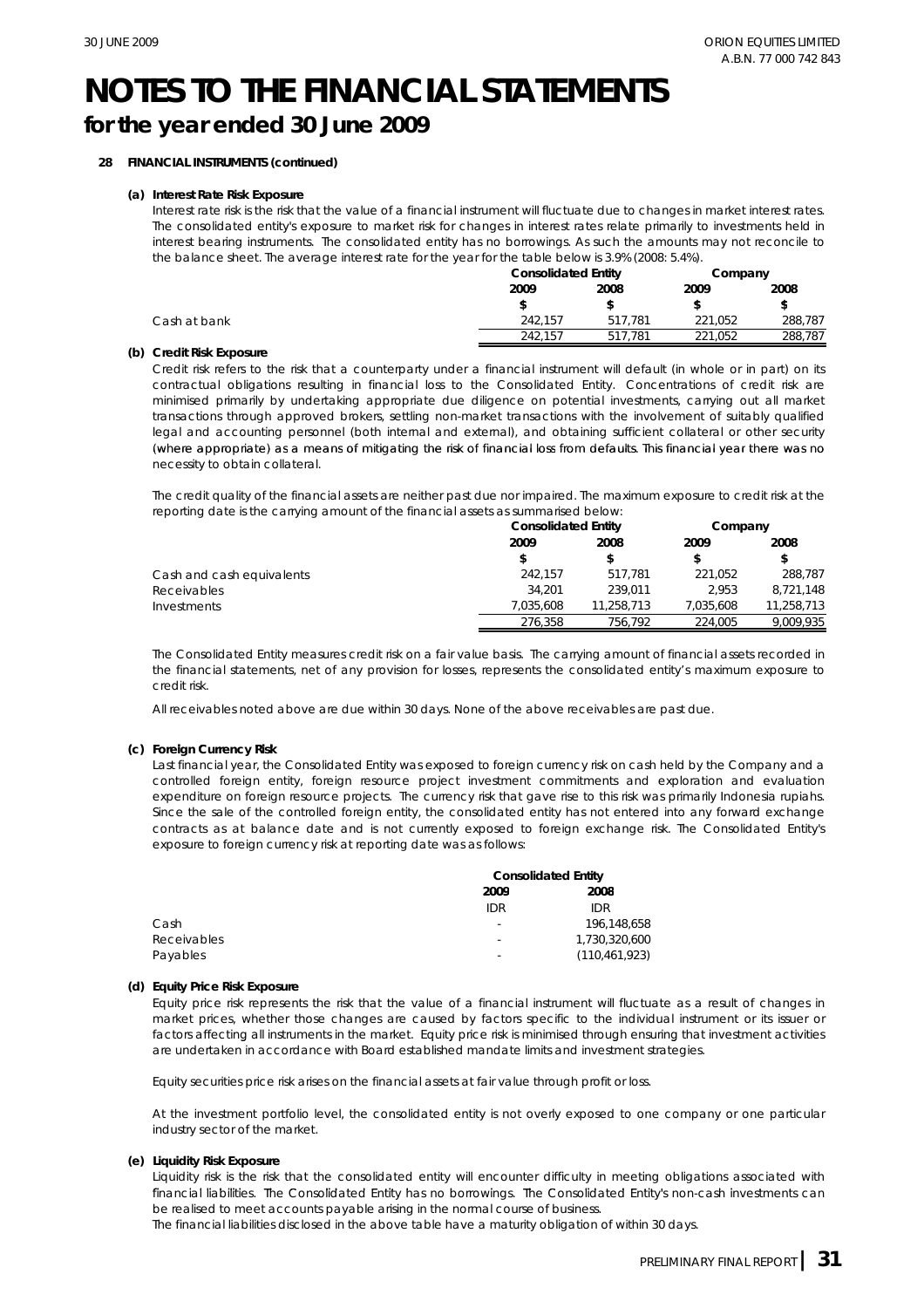# NOTES TO THE FINANCIAL STATEMENTS

## for the year ended 30 June 2009

**28 FINANCIAL INSTRUMENTS (continued)**

**(a) Interest Rate Risk Exposure**

*Interest rate risk is the risk that the value of a financial instrument will fluctuate due to changes in market interest rates. The consolidated entity's exposure to market risk for changes in interest rates relate primarily to investments held in interest bearing instruments. The consolidated entity has no borrowings. As such the amounts may not reconcile to the balance sheet. The average interest rate for the year for the table below is 3.9% (2008: 5.4%).*

| | Consolidated Entity | | Company | |
|---|---|---|---|---|
| | 2009 | 2008 | 2009 | 2008 |
| | $ | $ | $ | $ |
| Cash at bank | 242,157 | 517,781 | 221,052 | 288,787 |
| | 242,157 | 517,781 | 221,052 | 288,787 |

**(b) Credit Risk Exposure**

*Credit risk refers to the risk that a counterparty under a financial instrument will default (in whole or in part) on its contractual obligations resulting in financial loss to the Consolidated Entity. Concentrations of credit risk are minimised primarily by undertaking appropriate due diligence on potential investments, carrying out all market transactions through approved brokers, settling non-market transactions with the involvement of suitably qualified legal and accounting personnel (both internal and external), and obtaining sufficient collateral or other security (where appropriate) as a means of mitigating the risk of financial loss from defaults. This financial year there was no necessity to obtain collateral.*

*The credit quality of the financial assets are neither past due nor impaired. The maximum exposure to credit risk at the reporting date is the carrying amount of the financial assets as summarised below:*

| | Consolidated Entity | | Company | |
|---|---|---|---|---|
| | 2009 | 2008 | 2009 | 2008 |
| | $ | $ | $ | $ |
| Cash and cash equivalents | 242,157 | 517,781 | 221,052 | 288,787 |
| Receivables | 34,201 | 239,011 | 2,953 | 8,721,148 |
| Investments | 7,035,608 | 11,258,713 | 7,035,608 | 11,258,713 |
| | 276,358 | 756,792 | 224,005 | 9,009,935 |

*The Consolidated Entity measures credit risk on a fair value basis. The carrying amount of financial assets recorded in the financial statements, net of any provision for losses, represents the consolidated entity's maximum exposure to credit risk.*

*All receivables noted above are due within 30 days. None of the above receivables are past due.*

**(c) Foreign Currency Risk**

*Last financial year, the Consolidated Entity was exposed to foreign currency risk on cash held by the Company and a controlled foreign entity, foreign resource project investment commitments and exploration and evaluation expenditure on foreign resource projects. The currency risk that gave rise to this risk was primarily Indonesia rupiahs. Since the sale of the controlled foreign entity, the consolidated entity has not entered into any forward exchange contracts as at balance date and is not currently exposed to foreign exchange risk. The Consolidated Entity's exposure to foreign currency risk at reporting date was as follows:*

| | Consolidated Entity | |
|---|---|---|
| | 2009 | 2008 |
| | IDR | IDR |
| Cash | - | 196,148,658 |
| Receivables | - | 1,730,320,600 |
| Payables | - | (110,461,923) |

**(d) Equity Price Risk Exposure**

*Equity price risk represents the risk that the value of a financial instrument will fluctuate as a result of changes in market prices, whether those changes are caused by factors specific to the individual instrument or its issuer or factors affecting all instruments in the market. Equity price risk is minimised through ensuring that investment activities are undertaken in accordance with Board established mandate limits and investment strategies.*

*Equity securities price risk arises on the financial assets at fair value through profit or loss.*

*At the investment portfolio level, the consolidated entity is not overly exposed to one company or one particular industry sector of the market.*

**(e) Liquidity Risk Exposure**

*Liquidity risk is the risk that the consolidated entity will encounter difficulty in meeting obligations associated with financial liabilities. The Consolidated Entity has no borrowings. The Consolidated Entity's non-cash investments can be realised to meet accounts payable arising in the normal course of business.*

*The financial liabilities disclosed in the above table have a maturity obligation of within 30 days.*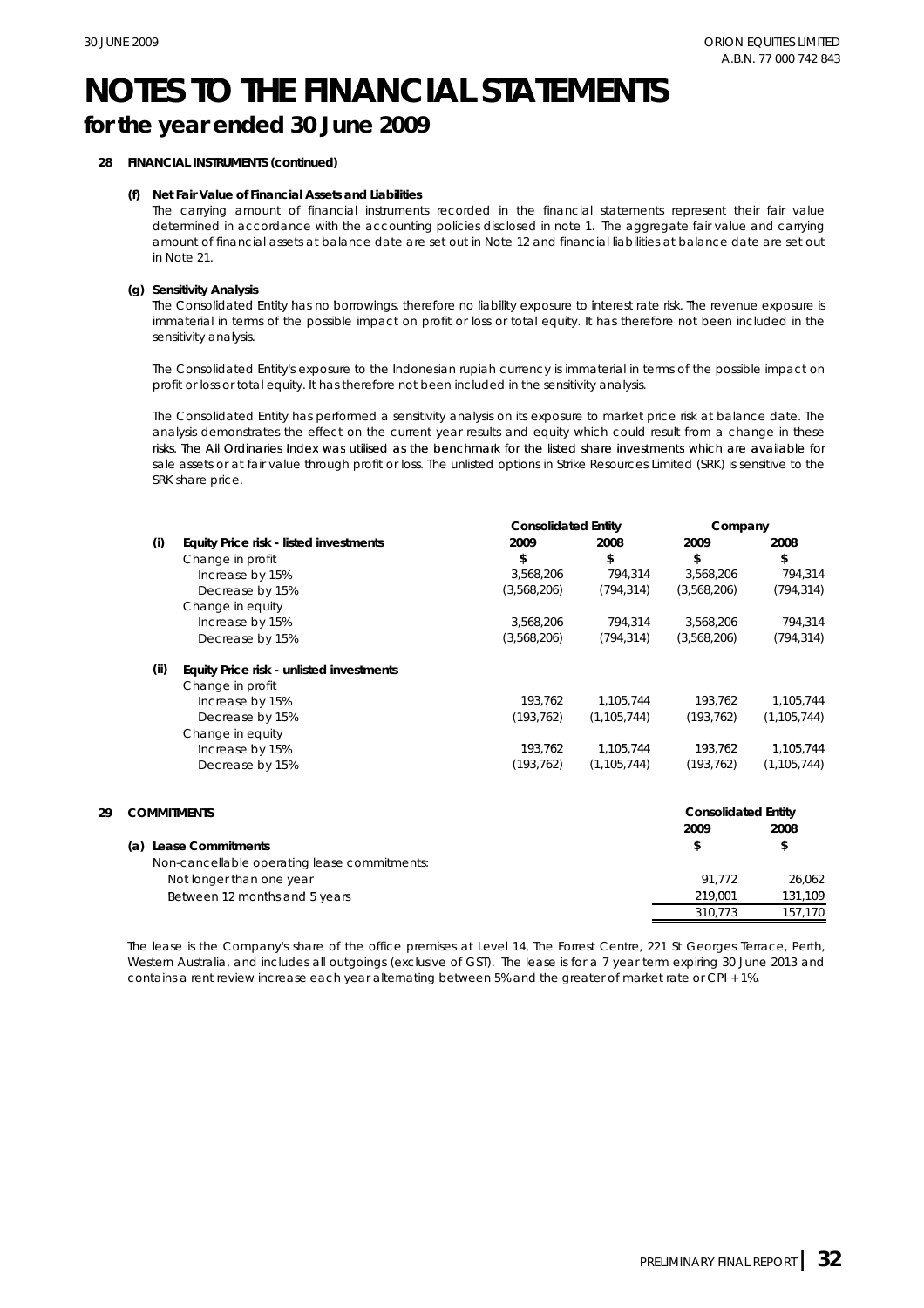# NOTES TO THE FINANCIAL STATEMENTS

## for the year ended 30 June 2009

**28 FINANCIAL INSTRUMENTS (continued)**

**(f) Net Fair Value of Financial Assets and Liabilities**

The carrying amount of financial instruments recorded in the financial statements represent their fair value determined in accordance with the accounting policies disclosed in note 1. The aggregate fair value and carrying amount of financial assets at balance date are set out in Note 12 and financial liabilities at balance date are set out in Note 21.

**(g) Sensitivity Analysis**

The Consolidated Entity has no borrowings, therefore no liability exposure to interest rate risk. The revenue exposure is immaterial in terms of the possible impact on profit or loss or total equity. It has therefore not been included in the sensitivity analysis.

The Consolidated Entity's exposure to the Indonesian rupiah currency is immaterial in terms of the possible impact on profit or loss or total equity. It has therefore not been included in the sensitivity analysis.

The Consolidated Entity has performed a sensitivity analysis on its exposure to market price risk at balance date. The analysis demonstrates the effect on the current year results and equity which could result from a change in these risks. The All Ordinaries Index was utilised as the benchmark for the listed share investments which are available for sale assets or at fair value through profit or loss. The unlisted options in Strike Resources Limited (SRK) is sensitive to the SRK share price.

| | Consolidated Entity | | Company | |
|---|---|---|---|---|
| | 2009 | 2008 | 2009 | 2008 |
| **(i) Equity Price risk - listed investments** | $ | $ | $ | $ |
| Change in profit | | | | |
| Increase by 15% | 3,568,206 | 794,314 | 3,568,206 | 794,314 |
| Decrease by 15% | (3,568,206) | (794,314) | (3,568,206) | (794,314) |
| Change in equity | | | | |
| Increase by 15% | 3,568,206 | 794,314 | 3,568,206 | 794,314 |
| Decrease by 15% | (3,568,206) | (794,314) | (3,568,206) | (794,314) |
| **(ii) Equity Price risk - unlisted investments** | | | | |
| Change in profit | | | | |
| Increase by 15% | 193,762 | 1,105,744 | 193,762 | 1,105,744 |
| Decrease by 15% | (193,762) | (1,105,744) | (193,762) | (1,105,744) |
| Change in equity | | | | |
| Increase by 15% | 193,762 | 1,105,744 | 193,762 | 1,105,744 |
| Decrease by 15% | (193,762) | (1,105,744) | (193,762) | (1,105,744) |

**29 COMMITMENTS**

| | Consolidated Entity | |
|---|---|---|
| | 2009 | 2008 |
| **(a) Lease Commitments** | $ | $ |
| Non-cancellable operating lease commitments: | | |
| Not longer than one year | 91,772 | 26,062 |
| Between 12 months and 5 years | 219,001 | 131,109 |
| | 310,773 | 157,170 |

The lease is the Company's share of the office premises at Level 14, The Forrest Centre, 221 St Georges Terrace, Perth, Western Australia, and includes all outgoings (exclusive of GST). The lease is for a 7 year term expiring 30 June 2013 and contains a rent review increase each year alternating between 5% and the greater of market rate or CPI + 1%.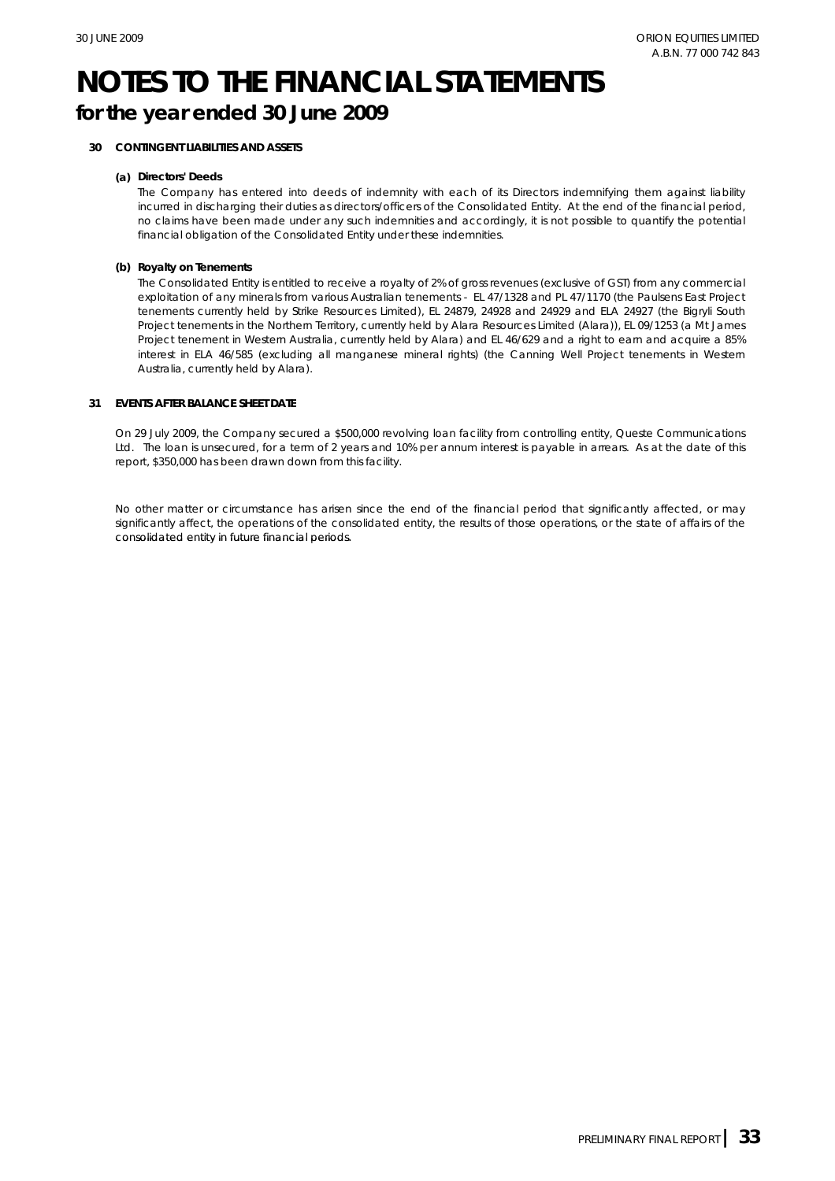# NOTES TO THE FINANCIAL STATEMENTS
## for the year ended 30 June 2009

**30 CONTINGENT LIABILITIES AND ASSETS**

**(a) Directors' Deeds**

The Company has entered into deeds of indemnity with each of its Directors indemnifying them against liability incurred in discharging their duties as directors/officers of the Consolidated Entity. At the end of the financial period, no claims have been made under any such indemnities and accordingly, it is not possible to quantify the potential financial obligation of the Consolidated Entity under these indemnities.

**(b) Royalty on Tenements**

The Consolidated Entity is entitled to receive a royalty of 2% of gross revenues (exclusive of GST) from any commercial exploitation of any minerals from various Australian tenements - EL 47/1328 and PL 47/1170 (the Paulsens East Project tenements currently held by Strike Resources Limited), EL 24879, 24928 and 24929 and ELA 24927 (the Bigryli South Project tenements in the Northern Territory, currently held by Alara Resources Limited (Alara)), EL 09/1253 (a Mt James Project tenement in Western Australia, currently held by Alara) and EL 46/629 and a right to earn and acquire a 85% interest in ELA 46/585 (excluding all manganese mineral rights) (the Canning Well Project tenements in Western Australia, currently held by Alara).

**31 EVENTS AFTER BALANCE SHEET DATE**

On 29 July 2009, the Company secured a $500,000 revolving loan facility from controlling entity, Queste Communications Ltd. The loan is unsecured, for a term of 2 years and 10% per annum interest is payable in arrears. As at the date of this report, $350,000 has been drawn down from this facility.

No other matter or circumstance has arisen since the end of the financial period that significantly affected, or may significantly affect, the operations of the consolidated entity, the results of those operations, or the state of affairs of the consolidated entity in future financial periods.